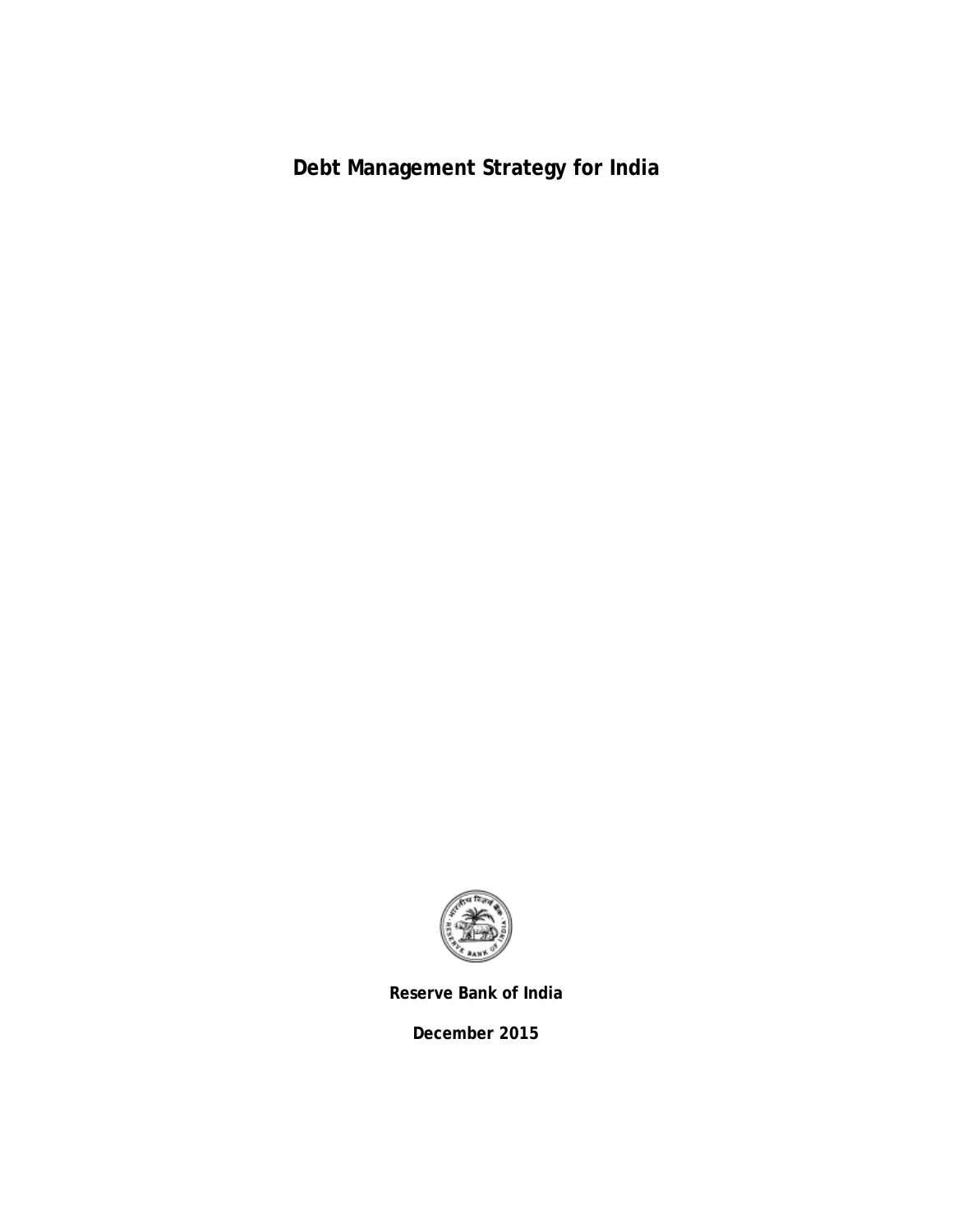# Debt Management Strategy for India

**Reserve Bank of India**

**December 2015**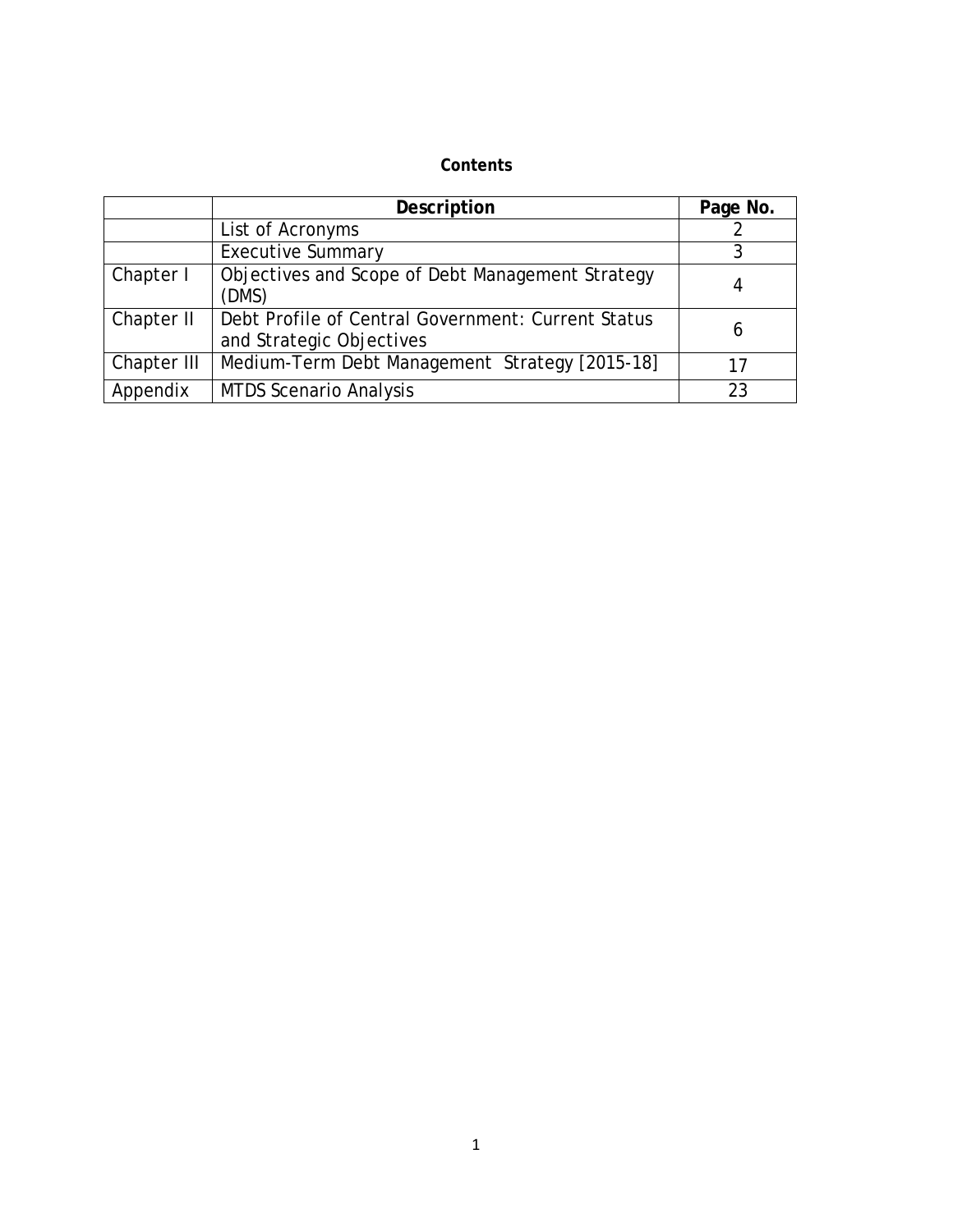**Contents**

| | Description | Page No. |
|---|---|---|
| | List of Acronyms | 2 |
| | Executive Summary | 3 |
| Chapter I | Objectives and Scope of Debt Management Strategy (DMS) | 4 |
| Chapter II | Debt Profile of Central Government: Current Status and Strategic Objectives | 6 |
| Chapter III | Medium-Term Debt Management Strategy [2015-18] | 17 |
| Appendix | MTDS Scenario Analysis | 23 |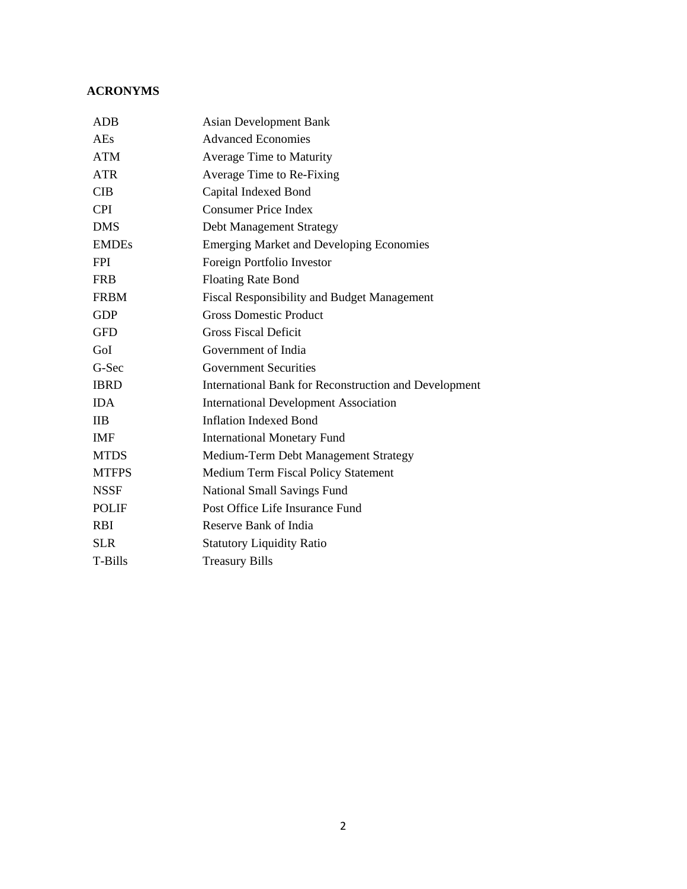**ACRONYMS**

| | |
|---|---|
| ADB | Asian Development Bank |
| AEs | Advanced Economies |
| ATM | Average Time to Maturity |
| ATR | Average Time to Re-Fixing |
| CIB | Capital Indexed Bond |
| CPI | Consumer Price Index |
| DMS | Debt Management Strategy |
| EMDEs | Emerging Market and Developing Economies |
| FPI | Foreign Portfolio Investor |
| FRB | Floating Rate Bond |
| FRBM | Fiscal Responsibility and Budget Management |
| GDP | Gross Domestic Product |
| GFD | Gross Fiscal Deficit |
| GoI | Government of India |
| G-Sec | Government Securities |
| IBRD | International Bank for Reconstruction and Development |
| IDA | International Development Association |
| IIB | Inflation Indexed Bond |
| IMF | International Monetary Fund |
| MTDS | Medium-Term Debt Management Strategy |
| MTFPS | Medium Term Fiscal Policy Statement |
| NSSF | National Small Savings Fund |
| POLIF | Post Office Life Insurance Fund |
| RBI | Reserve Bank of India |
| SLR | Statutory Liquidity Ratio |
| T-Bills | Treasury Bills |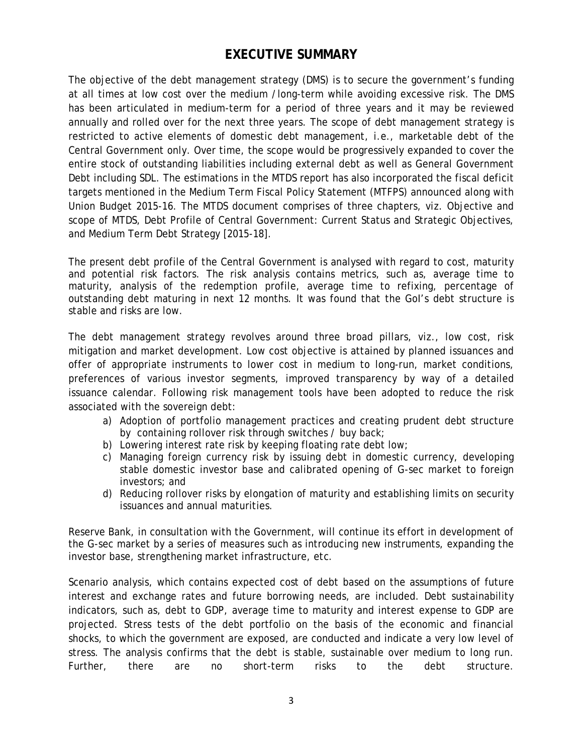# EXECUTIVE SUMMARY

The objective of the debt management strategy (DMS) is to secure the government's funding at all times at low cost over the medium / long-term while avoiding excessive risk. The DMS has been articulated in medium-term for a period of three years and it may be reviewed annually and rolled over for the next three years. The scope of debt management strategy is restricted to active elements of domestic debt management, i.e., marketable debt of the Central Government only. Over time, the scope would be progressively expanded to cover the entire stock of outstanding liabilities including external debt as well as General Government Debt including SDL. The estimations in the MTDS report has also incorporated the fiscal deficit targets mentioned in the Medium Term Fiscal Policy Statement (MTFPS) announced along with Union Budget 2015-16. The MTDS document comprises of three chapters, viz. Objective and scope of MTDS, Debt Profile of Central Government: Current Status and Strategic Objectives, and Medium Term Debt Strategy [2015-18].

The present debt profile of the Central Government is analysed with regard to cost, maturity and potential risk factors. The risk analysis contains metrics, such as, average time to maturity, analysis of the redemption profile, average time to refixing, percentage of outstanding debt maturing in next 12 months. It was found that the GoI's debt structure is stable and risks are low.

The debt management strategy revolves around three broad pillars, viz., low cost, risk mitigation and market development. Low cost objective is attained by planned issuances and offer of appropriate instruments to lower cost in medium to long-run, market conditions, preferences of various investor segments, improved transparency by way of a detailed issuance calendar. Following risk management tools have been adopted to reduce the risk associated with the sovereign debt:

a) Adoption of portfolio management practices and creating prudent debt structure by containing rollover risk through switches / buy back;
b) Lowering interest rate risk by keeping floating rate debt low;
c) Managing foreign currency risk by issuing debt in domestic currency, developing stable domestic investor base and calibrated opening of G-sec market to foreign investors; and
d) Reducing rollover risks by elongation of maturity and establishing limits on security issuances and annual maturities.

Reserve Bank, in consultation with the Government, will continue its effort in development of the G-sec market by a series of measures such as introducing new instruments, expanding the investor base, strengthening market infrastructure, etc.

Scenario analysis, which contains expected cost of debt based on the assumptions of future interest and exchange rates and future borrowing needs, are included. Debt sustainability indicators, such as, debt to GDP, average time to maturity and interest expense to GDP are projected. Stress tests of the debt portfolio on the basis of the economic and financial shocks, to which the government are exposed, are conducted and indicate a very low level of stress. The analysis confirms that the debt is stable, sustainable over medium to long run. Further, there are no short-term risks to the debt structure.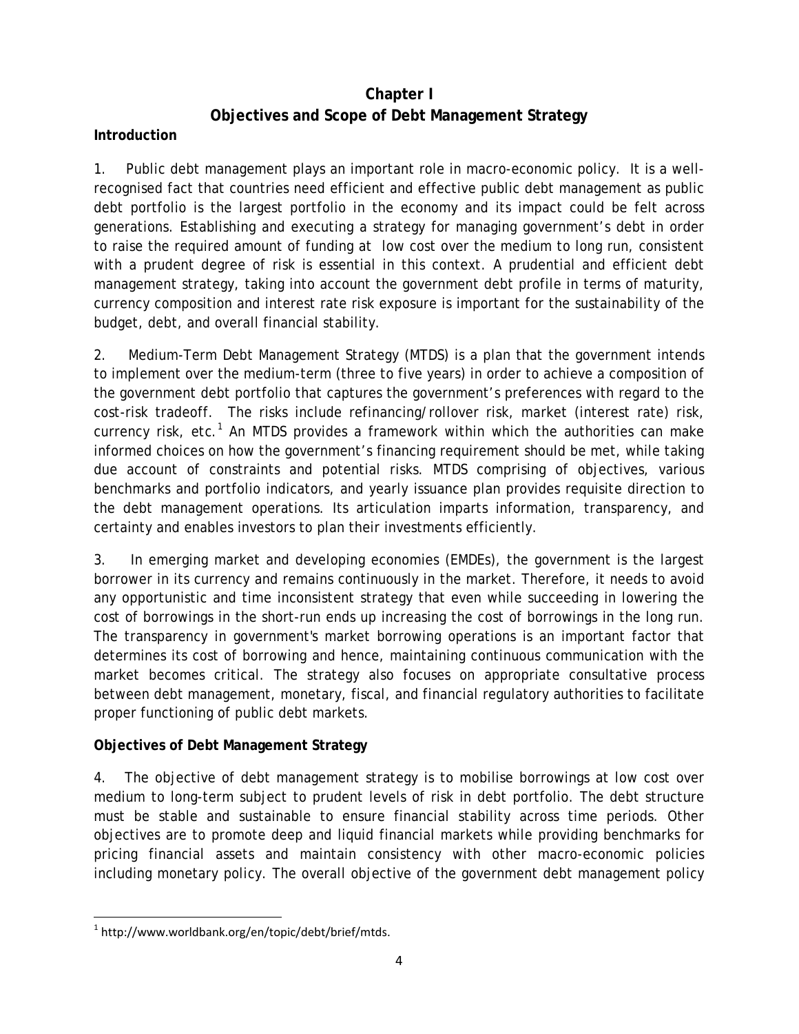# Chapter I
# Objectives and Scope of Debt Management Strategy

**Introduction**

1. Public debt management plays an important role in macro-economic policy. It is a well-recognised fact that countries need efficient and effective public debt management as public debt portfolio is the largest portfolio in the economy and its impact could be felt across generations. Establishing and executing a strategy for managing government's debt in order to raise the required amount of funding at low cost over the medium to long run, consistent with a prudent degree of risk is essential in this context. A prudential and efficient debt management strategy, taking into account the government debt profile in terms of maturity, currency composition and interest rate risk exposure is important for the sustainability of the budget, debt, and overall financial stability.

2. Medium-Term Debt Management Strategy (MTDS) is a plan that the government intends to implement over the medium-term (three to five years) in order to achieve a composition of the government debt portfolio that captures the government's preferences with regard to the cost-risk tradeoff. The risks include refinancing/rollover risk, market (interest rate) risk, currency risk, etc.[1] An MTDS provides a framework within which the authorities can make informed choices on how the government's financing requirement should be met, while taking due account of constraints and potential risks. MTDS comprising of objectives, various benchmarks and portfolio indicators, and yearly issuance plan provides requisite direction to the debt management operations. Its articulation imparts information, transparency, and certainty and enables investors to plan their investments efficiently.

3. In emerging market and developing economies (EMDEs), the government is the largest borrower in its currency and remains continuously in the market. Therefore, it needs to avoid any opportunistic and time inconsistent strategy that even while succeeding in lowering the cost of borrowings in the short-run ends up increasing the cost of borrowings in the long run. The transparency in government's market borrowing operations is an important factor that determines its cost of borrowing and hence, maintaining continuous communication with the market becomes critical. The strategy also focuses on appropriate consultative process between debt management, monetary, fiscal, and financial regulatory authorities to facilitate proper functioning of public debt markets.

**Objectives of Debt Management Strategy**

4. The objective of debt management strategy is to mobilise borrowings at low cost over medium to long-term subject to prudent levels of risk in debt portfolio. The debt structure must be stable and sustainable to ensure financial stability across time periods. Other objectives are to promote deep and liquid financial markets while providing benchmarks for pricing financial assets and maintain consistency with other macro-economic policies including monetary policy. The overall objective of the government debt management policy

[1] http://www.worldbank.org/en/topic/debt/brief/mtds.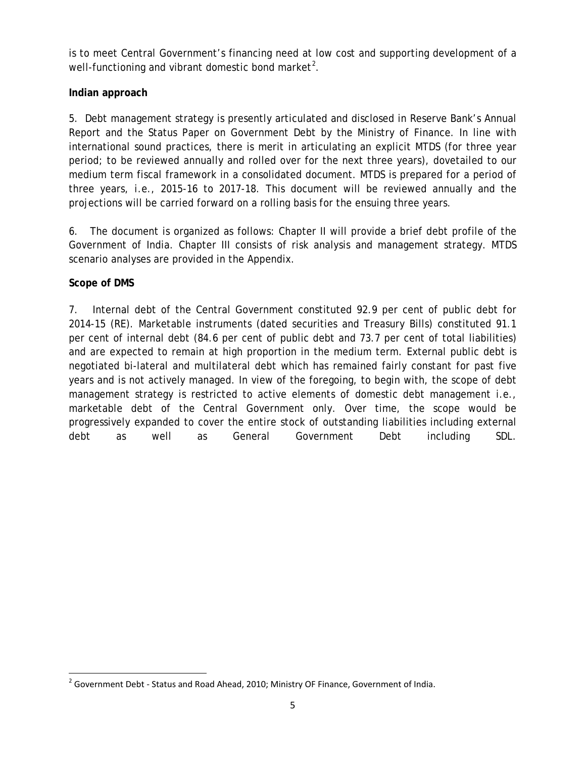is to meet Central Government's financing need at low cost and supporting development of a well-functioning and vibrant domestic bond market[2].

**Indian approach**

5. Debt management strategy is presently articulated and disclosed in Reserve Bank's Annual Report and the Status Paper on Government Debt by the Ministry of Finance. In line with international sound practices, there is merit in articulating an explicit MTDS (for three year period; to be reviewed annually and rolled over for the next three years), dovetailed to our medium term fiscal framework in a consolidated document. MTDS is prepared for a period of three years, i.e., 2015-16 to 2017-18. This document will be reviewed annually and the projections will be carried forward on a rolling basis for the ensuing three years.

6. The document is organized as follows: Chapter II will provide a brief debt profile of the Government of India. Chapter III consists of risk analysis and management strategy. MTDS scenario analyses are provided in the Appendix.

**Scope of DMS**

7. Internal debt of the Central Government constituted 92.9 per cent of public debt for 2014-15 (RE). Marketable instruments (dated securities and Treasury Bills) constituted 91.1 per cent of internal debt (84.6 per cent of public debt and 73.7 per cent of total liabilities) and are expected to remain at high proportion in the medium term. External public debt is negotiated bi-lateral and multilateral debt which has remained fairly constant for past five years and is not actively managed. In view of the foregoing, to begin with, the scope of debt management strategy is restricted to active elements of domestic debt management i.e., marketable debt of the Central Government only. Over time, the scope would be progressively expanded to cover the entire stock of outstanding liabilities including external debt as well as General Government Debt including SDL.

---

[2] Government Debt - Status and Road Ahead, 2010; Ministry OF Finance, Government of India.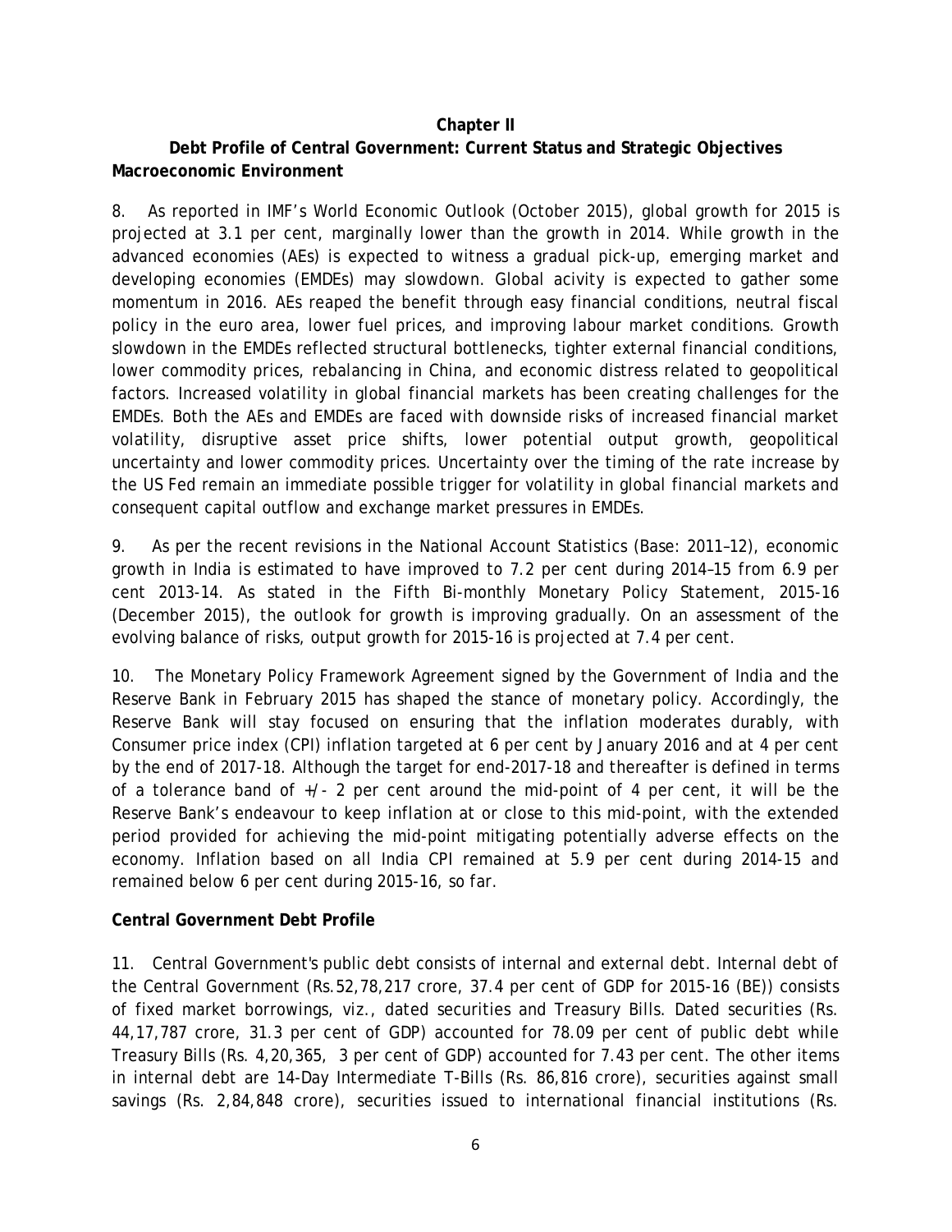## Chapter II

## Debt Profile of Central Government: Current Status and Strategic Objectives

### Macroeconomic Environment

8. As reported in IMF's World Economic Outlook (October 2015), global growth for 2015 is projected at 3.1 per cent, marginally lower than the growth in 2014. While growth in the advanced economies (AEs) is expected to witness a gradual pick-up, emerging market and developing economies (EMDEs) may slowdown. Global acivity is expected to gather some momentum in 2016. AEs reaped the benefit through easy financial conditions, neutral fiscal policy in the euro area, lower fuel prices, and improving labour market conditions. Growth slowdown in the EMDEs reflected structural bottlenecks, tighter external financial conditions, lower commodity prices, rebalancing in China, and economic distress related to geopolitical factors. Increased volatility in global financial markets has been creating challenges for the EMDEs. Both the AEs and EMDEs are faced with downside risks of increased financial market volatility, disruptive asset price shifts, lower potential output growth, geopolitical uncertainty and lower commodity prices. Uncertainty over the timing of the rate increase by the US Fed remain an immediate possible trigger for volatility in global financial markets and consequent capital outflow and exchange market pressures in EMDEs.

9. As per the recent revisions in the National Account Statistics (Base: 2011–12), economic growth in India is estimated to have improved to 7.2 per cent during 2014–15 from 6.9 per cent 2013-14. As stated in the Fifth Bi-monthly Monetary Policy Statement, 2015-16 (December 2015), the outlook for growth is improving gradually. On an assessment of the evolving balance of risks, output growth for 2015-16 is projected at 7.4 per cent.

10. The Monetary Policy Framework Agreement signed by the Government of India and the Reserve Bank in February 2015 has shaped the stance of monetary policy. Accordingly, the Reserve Bank will stay focused on ensuring that the inflation moderates durably, with Consumer price index (CPI) inflation targeted at 6 per cent by January 2016 and at 4 per cent by the end of 2017-18. Although the target for end-2017-18 and thereafter is defined in terms of a tolerance band of +/- 2 per cent around the mid-point of 4 per cent, it will be the Reserve Bank's endeavour to keep inflation at or close to this mid-point, with the extended period provided for achieving the mid-point mitigating potentially adverse effects on the economy. Inflation based on all India CPI remained at 5.9 per cent during 2014-15 and remained below 6 per cent during 2015-16, so far.

### Central Government Debt Profile

11. Central Government's public debt consists of internal and external debt. Internal debt of the Central Government (Rs.52,78,217 crore, 37.4 per cent of GDP for 2015-16 (BE)) consists of fixed market borrowings, viz., dated securities and Treasury Bills. Dated securities (Rs. 44,17,787 crore, 31.3 per cent of GDP) accounted for 78.09 per cent of public debt while Treasury Bills (Rs. 4,20,365, 3 per cent of GDP) accounted for 7.43 per cent. The other items in internal debt are 14-Day Intermediate T-Bills (Rs. 86,816 crore), securities against small savings (Rs. 2,84,848 crore), securities issued to international financial institutions (Rs.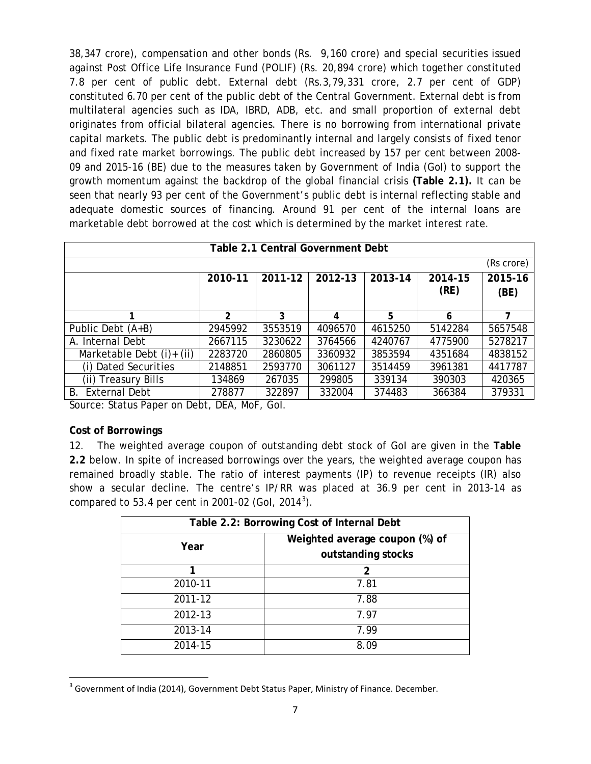38,347 crore), compensation and other bonds (Rs. 9,160 crore) and special securities issued against Post Office Life Insurance Fund (POLIF) (Rs. 20,894 crore) which together constituted 7.8 per cent of public debt. External debt (Rs.3,79,331 crore, 2.7 per cent of GDP) constituted 6.70 per cent of the public debt of the Central Government. External debt is from multilateral agencies such as IDA, IBRD, ADB, etc. and small proportion of external debt originates from official bilateral agencies. There is no borrowing from international private capital markets. The public debt is predominantly internal and largely consists of fixed tenor and fixed rate market borrowings. The public debt increased by 157 per cent between 2008-09 and 2015-16 (BE) due to the measures taken by Government of India (GoI) to support the growth momentum against the backdrop of the global financial crisis **(Table 2.1).** It can be seen that nearly 93 per cent of the Government's public debt is internal reflecting stable and adequate domestic sources of financing. Around 91 per cent of the internal loans are marketable debt borrowed at the cost which is determined by the market interest rate.

**Table 2.1 Central Government Debt**

(Rs crore)

| | 2010-11 | 2011-12 | 2012-13 | 2013-14 | 2014-15 (RE) | 2015-16 (BE) |
|---|---|---|---|---|---|---|
| 1 | 2 | 3 | 4 | 5 | 6 | 7 |
| Public Debt (A+B) | 2945992 | 3553519 | 4096570 | 4615250 | 5142284 | 5657548 |
| A. Internal Debt | 2667115 | 3230622 | 3764566 | 4240767 | 4775900 | 5278217 |
| Marketable Debt (i)+(ii) | 2283720 | 2860805 | 3360932 | 3853594 | 4351684 | 4838152 |
| (i) Dated Securities | 2148851 | 2593770 | 3061127 | 3514459 | 3961381 | 4417787 |
| (ii) Treasury Bills | 134869 | 267035 | 299805 | 339134 | 390303 | 420365 |
| B. External Debt | 278877 | 322897 | 332004 | 374483 | 366384 | 379331 |

Source: Status Paper on Debt, DEA, MoF, GoI.

**Cost of Borrowings**

12. The weighted average coupon of outstanding debt stock of GoI are given in the **Table 2.2** below. In spite of increased borrowings over the years, the weighted average coupon has remained broadly stable. The ratio of interest payments (IP) to revenue receipts (IR) also show a secular decline. The centre's IP/RR was placed at 36.9 per cent in 2013-14 as compared to 53.4 per cent in 2001-02 (GoI, 2014[3]).

**Table 2.2: Borrowing Cost of Internal Debt**

| Year | Weighted average coupon (%) of outstanding stocks |
|---|---|
| 1 | 2 |
| 2010-11 | 7.81 |
| 2011-12 | 7.88 |
| 2012-13 | 7.97 |
| 2013-14 | 7.99 |
| 2014-15 | 8.09 |

[3] Government of India (2014), Government Debt Status Paper, Ministry of Finance. December.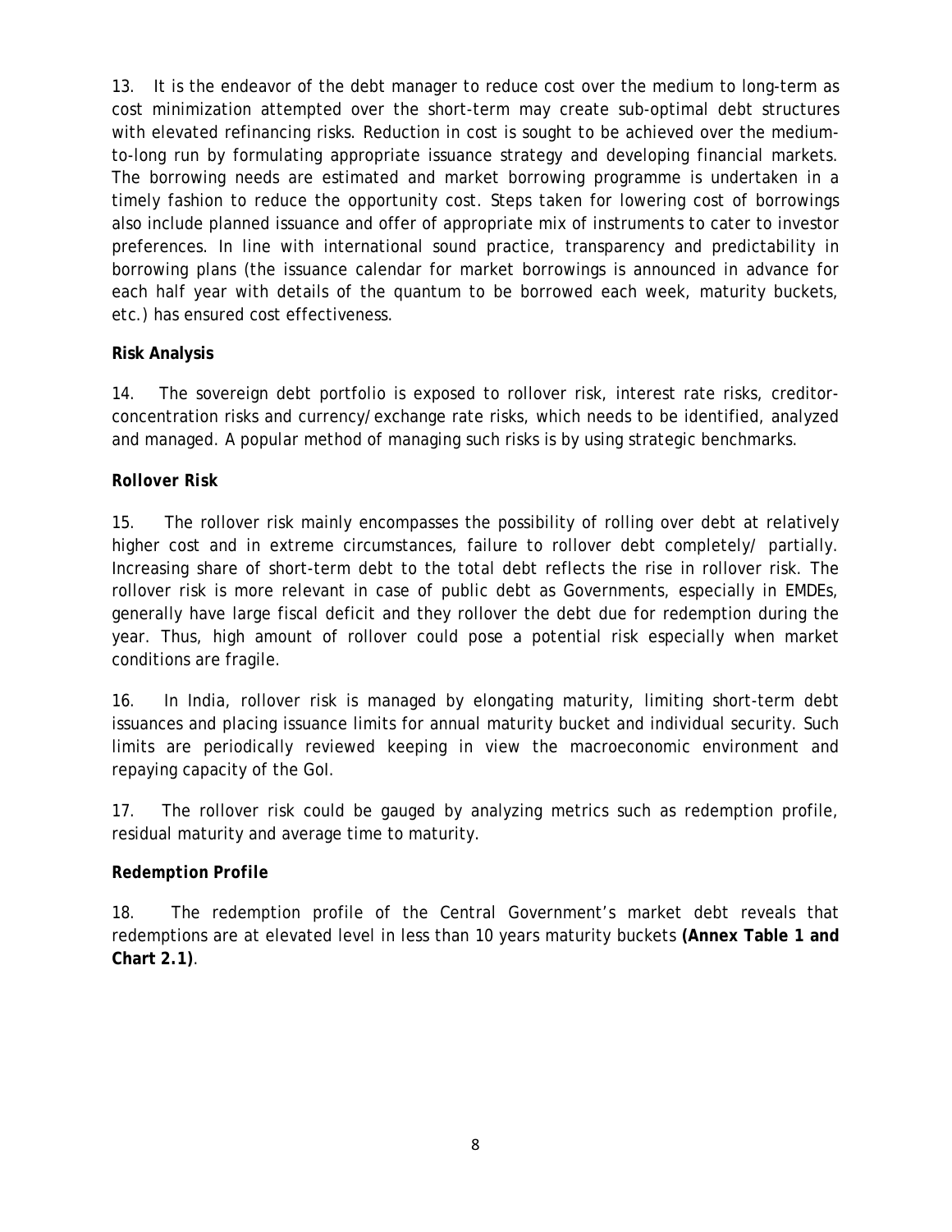13. It is the endeavor of the debt manager to reduce cost over the medium to long-term as cost minimization attempted over the short-term may create sub-optimal debt structures with elevated refinancing risks. Reduction in cost is sought to be achieved over the medium-to-long run by formulating appropriate issuance strategy and developing financial markets. The borrowing needs are estimated and market borrowing programme is undertaken in a timely fashion to reduce the opportunity cost. Steps taken for lowering cost of borrowings also include planned issuance and offer of appropriate mix of instruments to cater to investor preferences. In line with international sound practice, transparency and predictability in borrowing plans (the issuance calendar for market borrowings is announced in advance for each half year with details of the quantum to be borrowed each week, maturity buckets, etc.) has ensured cost effectiveness.

**Risk Analysis**

14. The sovereign debt portfolio is exposed to rollover risk, interest rate risks, creditor-concentration risks and currency/exchange rate risks, which needs to be identified, analyzed and managed. A popular method of managing such risks is by using strategic benchmarks.

***Rollover Risk***

15. The rollover risk mainly encompasses the possibility of rolling over debt at relatively higher cost and in extreme circumstances, failure to rollover debt completely/ partially. Increasing share of short-term debt to the total debt reflects the rise in rollover risk. The rollover risk is more relevant in case of public debt as Governments, especially in EMDEs, generally have large fiscal deficit and they rollover the debt due for redemption during the year. Thus, high amount of rollover could pose a potential risk especially when market conditions are fragile.

16. In India, rollover risk is managed by elongating maturity, limiting short-term debt issuances and placing issuance limits for annual maturity bucket and individual security. Such limits are periodically reviewed keeping in view the macroeconomic environment and repaying capacity of the GoI.

17. The rollover risk could be gauged by analyzing metrics such as redemption profile, residual maturity and average time to maturity.

***Redemption Profile***

18. The redemption profile of the Central Government's market debt reveals that redemptions are at elevated level in less than 10 years maturity buckets **(Annex Table 1 and Chart 2.1)**.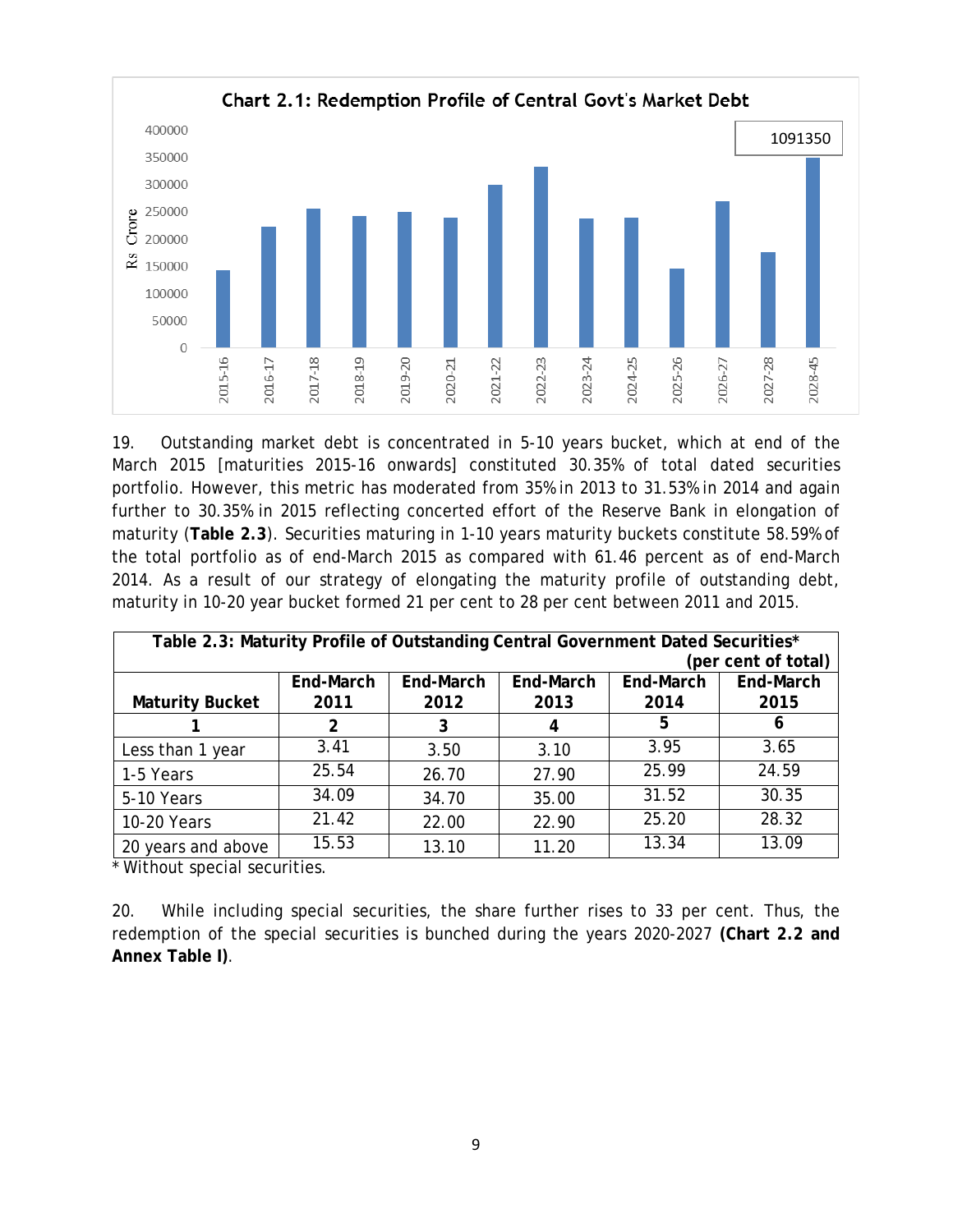**Chart 2.1: Redemption Profile of Central Govt's Market Debt**

19. Outstanding market debt is concentrated in 5-10 years bucket, which at end of the March 2015 [maturities 2015-16 onwards] constituted 30.35% of total dated securities portfolio. However, this metric has moderated from 35% in 2013 to 31.53% in 2014 and again further to 30.35% in 2015 reflecting concerted effort of the Reserve Bank in elongation of maturity (**Table 2.3**). Securities maturing in 1-10 years maturity buckets constitute 58.59% of the total portfolio as of end-March 2015 as compared with 61.46 percent as of end-March 2014. As a result of our strategy of elongating the maturity profile of outstanding debt, maturity in 10-20 year bucket formed 21 per cent to 28 per cent between 2011 and 2015.

**Table 2.3: Maturity Profile of Outstanding Central Government Dated Securities***

(per cent of total)

| Maturity Bucket | End-March 2011 | End-March 2012 | End-March 2013 | End-March 2014 | End-March 2015 |
|---|---|---|---|---|---|
| 1 | 2 | 3 | 4 | 5 | 6 |
| Less than 1 year | 3.41 | 3.50 | 3.10 | 3.95 | 3.65 |
| 1-5 Years | 25.54 | 26.70 | 27.90 | 25.99 | 24.59 |
| 5-10 Years | 34.09 | 34.70 | 35.00 | 31.52 | 30.35 |
| 10-20 Years | 21.42 | 22.00 | 22.90 | 25.20 | 28.32 |
| 20 years and above | 15.53 | 13.10 | 11.20 | 13.34 | 13.09 |

* Without special securities.

20. While including special securities, the share further rises to 33 per cent. Thus, the redemption of the special securities is bunched during the years 2020-2027 **(Chart 2.2 and Annex Table I)**.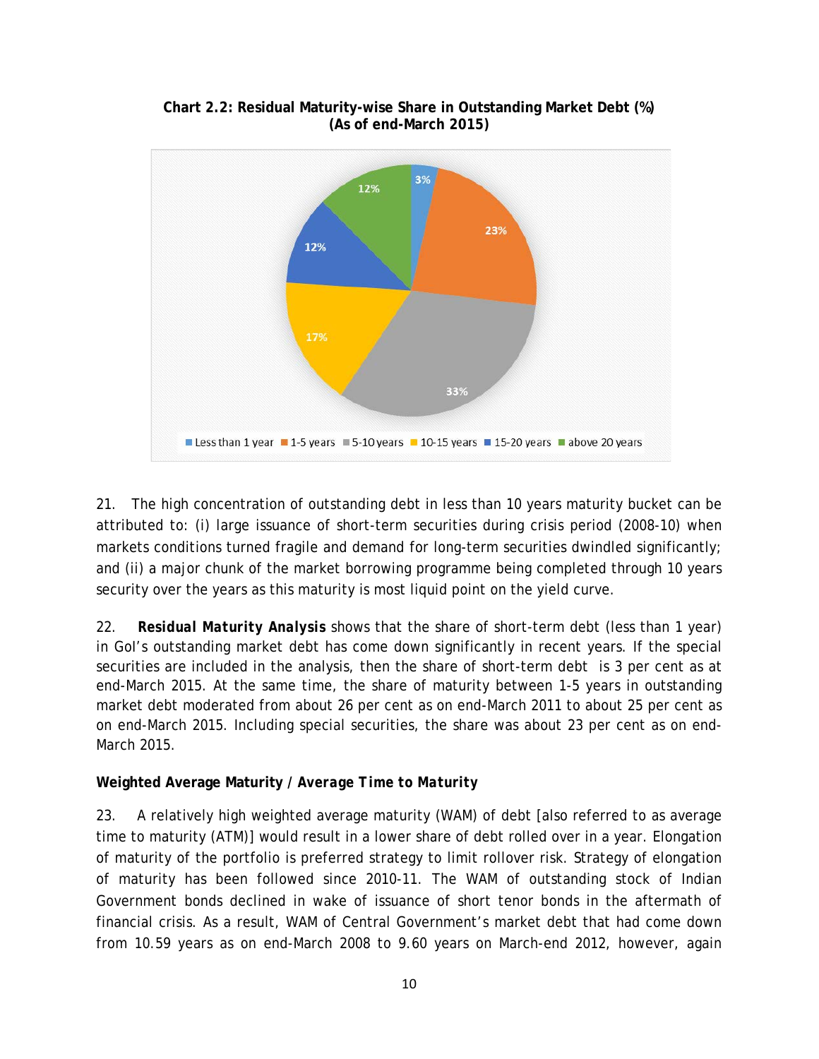**Chart 2.2: Residual Maturity-wise Share in Outstanding Market Debt (%) (As of end-March 2015)**

| Maturity | Share (%) |
|---|---|
| Less than 1 year | 3% |
| 1-5 years | 23% |
| 5-10 years | 33% |
| 10-15 years | 17% |
| 15-20 years | 12% |
| above 20 years | 12% |

21. The high concentration of outstanding debt in less than 10 years maturity bucket can be attributed to: (i) large issuance of short-term securities during crisis period (2008-10) when markets conditions turned fragile and demand for long-term securities dwindled significantly; and (ii) a major chunk of the market borrowing programme being completed through 10 years security over the years as this maturity is most liquid point on the yield curve.

22. ***Residual Maturity Analysis*** shows that the share of short-term debt (less than 1 year) in GoI's outstanding market debt has come down significantly in recent years. If the special securities are included in the analysis, then the share of short-term debt is 3 per cent as at end-March 2015. At the same time, the share of maturity between 1-5 years in outstanding market debt moderated from about 26 per cent as on end-March 2011 to about 25 per cent as on end-March 2015. Including special securities, the share was about 23 per cent as on end-March 2015.

**Weighted Average Maturity / *Average Time to Maturity***

23. A relatively high weighted average maturity (WAM) of debt [also referred to as average time to maturity (ATM)] would result in a lower share of debt rolled over in a year. Elongation of maturity of the portfolio is preferred strategy to limit rollover risk. Strategy of elongation of maturity has been followed since 2010-11. The WAM of outstanding stock of Indian Government bonds declined in wake of issuance of short tenor bonds in the aftermath of financial crisis. As a result, WAM of Central Government's market debt that had come down from 10.59 years as on end-March 2008 to 9.60 years on March-end 2012, however, again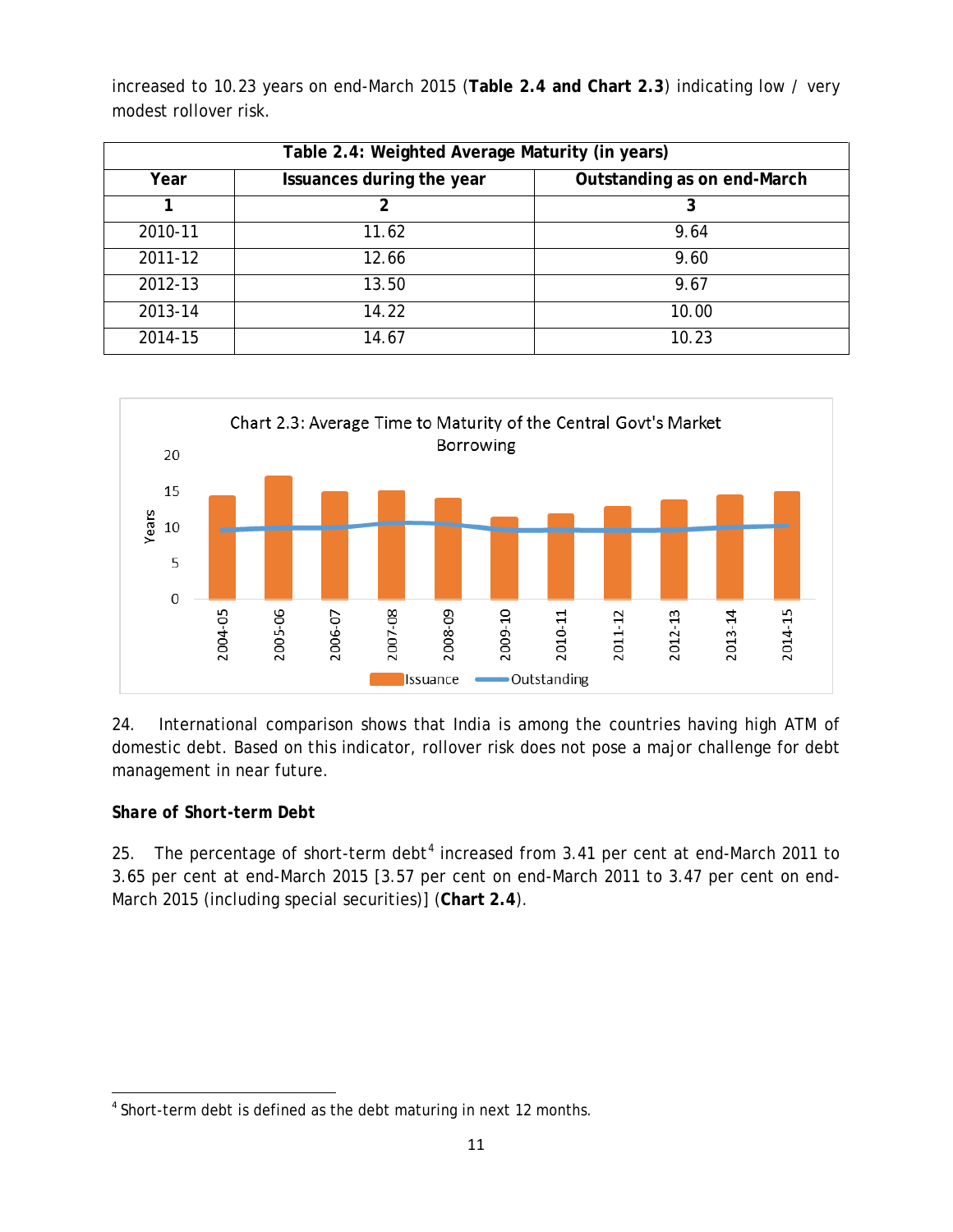increased to 10.23 years on end-March 2015 (**Table 2.4 and Chart 2.3**) indicating low / very modest rollover risk.

**Table 2.4: Weighted Average Maturity (in years)**

| Year | Issuances during the year | Outstanding as on end-March |
|---|---|---|
| 1 | 2 | 3 |
| 2010-11 | 11.62 | 9.64 |
| 2011-12 | 12.66 | 9.60 |
| 2012-13 | 13.50 | 9.67 |
| 2013-14 | 14.22 | 10.00 |
| 2014-15 | 14.67 | 10.23 |

Chart 2.3: Average Time to Maturity of the Central Govt's Market Borrowing

24. International comparison shows that India is among the countries having high ATM of domestic debt. Based on this indicator, rollover risk does not pose a major challenge for debt management in near future.

***Share of Short-term Debt***

25. The percentage of short-term debt[4] increased from 3.41 per cent at end-March 2011 to 3.65 per cent at end-March 2015 [3.57 per cent on end-March 2011 to 3.47 per cent on end-March 2015 (including special securities)] (**Chart 2.4**).

[4] Short-term debt is defined as the debt maturing in next 12 months.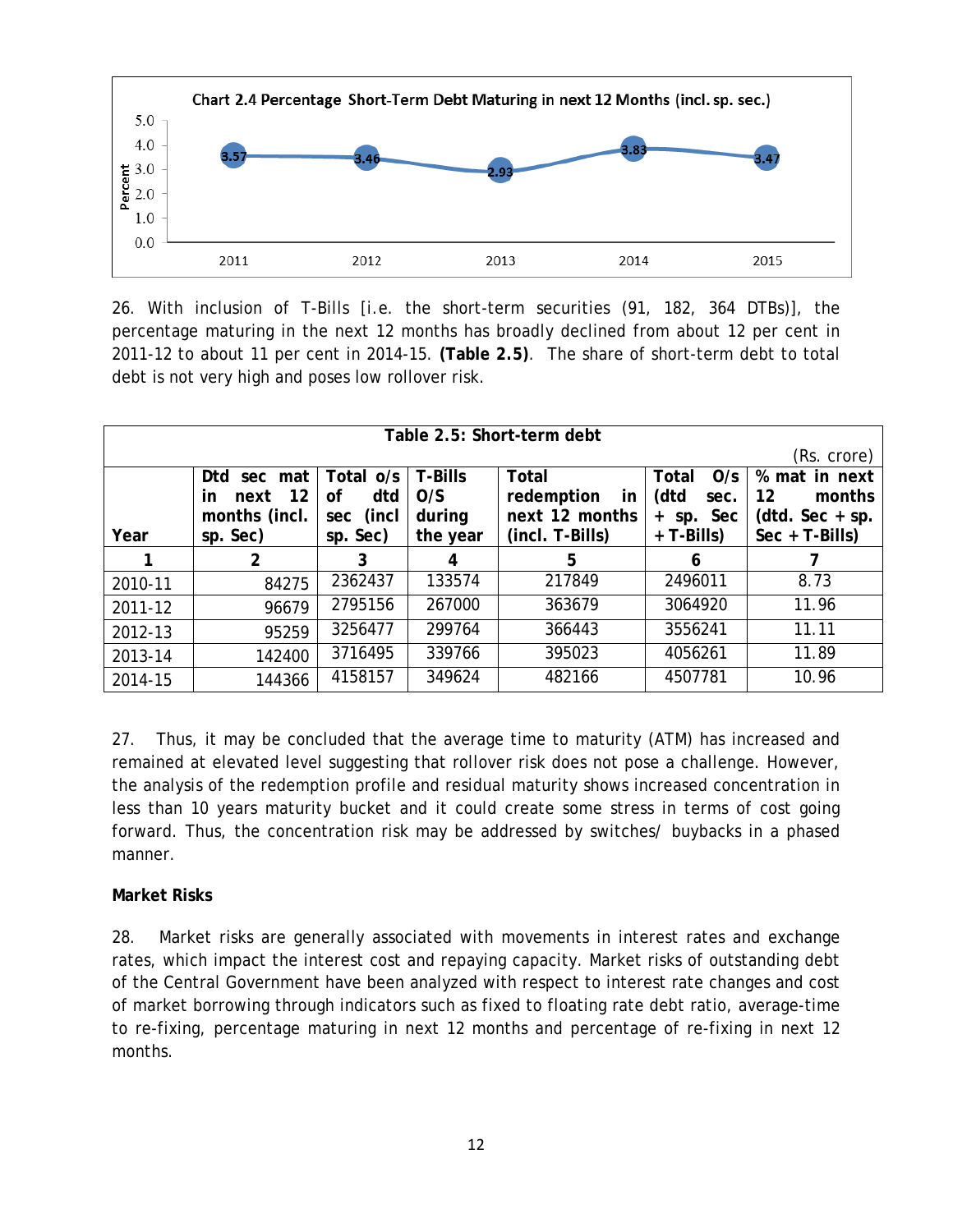Chart 2.4 Percentage Short-Term Debt Maturing in next 12 Months (incl. sp. sec.)

| Year | Percent |
|---|---|
| 2011 | 3.57 |
| 2012 | 3.46 |
| 2013 | 2.93 |
| 2014 | 3.83 |
| 2015 | 3.47 |

26. With inclusion of T-Bills [i.e. the short-term securities (91, 182, 364 DTBs)], the percentage maturing in the next 12 months has broadly declined from about 12 per cent in 2011-12 to about 11 per cent in 2014-15. **(Table 2.5)**. The share of short-term debt to total debt is not very high and poses low rollover risk.

**Table 2.5: Short-term debt**

(Rs. crore)

| Year | Dtd sec mat in next 12 months (incl. sp. Sec) | Total o/s of dtd sec (incl sp. Sec) | T-Bills O/S during the year | Total redemption in next 12 months (incl. T-Bills) | Total O/s (dtd sec. + sp. Sec + T-Bills) | % mat in next 12 months (dtd. Sec + sp. Sec + T-Bills) |
|---|---|---|---|---|---|---|
| 1 | 2 | 3 | 4 | 5 | 6 | 7 |
| 2010-11 | 84275 | 2362437 | 133574 | 217849 | 2496011 | 8.73 |
| 2011-12 | 96679 | 2795156 | 267000 | 363679 | 3064920 | 11.96 |
| 2012-13 | 95259 | 3256477 | 299764 | 366443 | 3556241 | 11.11 |
| 2013-14 | 142400 | 3716495 | 339766 | 395023 | 4056261 | 11.89 |
| 2014-15 | 144366 | 4158157 | 349624 | 482166 | 4507781 | 10.96 |

27. Thus, it may be concluded that the average time to maturity (ATM) has increased and remained at elevated level suggesting that rollover risk does not pose a challenge. However, the analysis of the redemption profile and residual maturity shows increased concentration in less than 10 years maturity bucket and it could create some stress in terms of cost going forward. Thus, the concentration risk may be addressed by switches/ buybacks in a phased manner.

**Market Risks**

28. Market risks are generally associated with movements in interest rates and exchange rates, which impact the interest cost and repaying capacity. Market risks of outstanding debt of the Central Government have been analyzed with respect to interest rate changes and cost of market borrowing through indicators such as fixed to floating rate debt ratio, average-time to re-fixing, percentage maturing in next 12 months and percentage of re-fixing in next 12 months.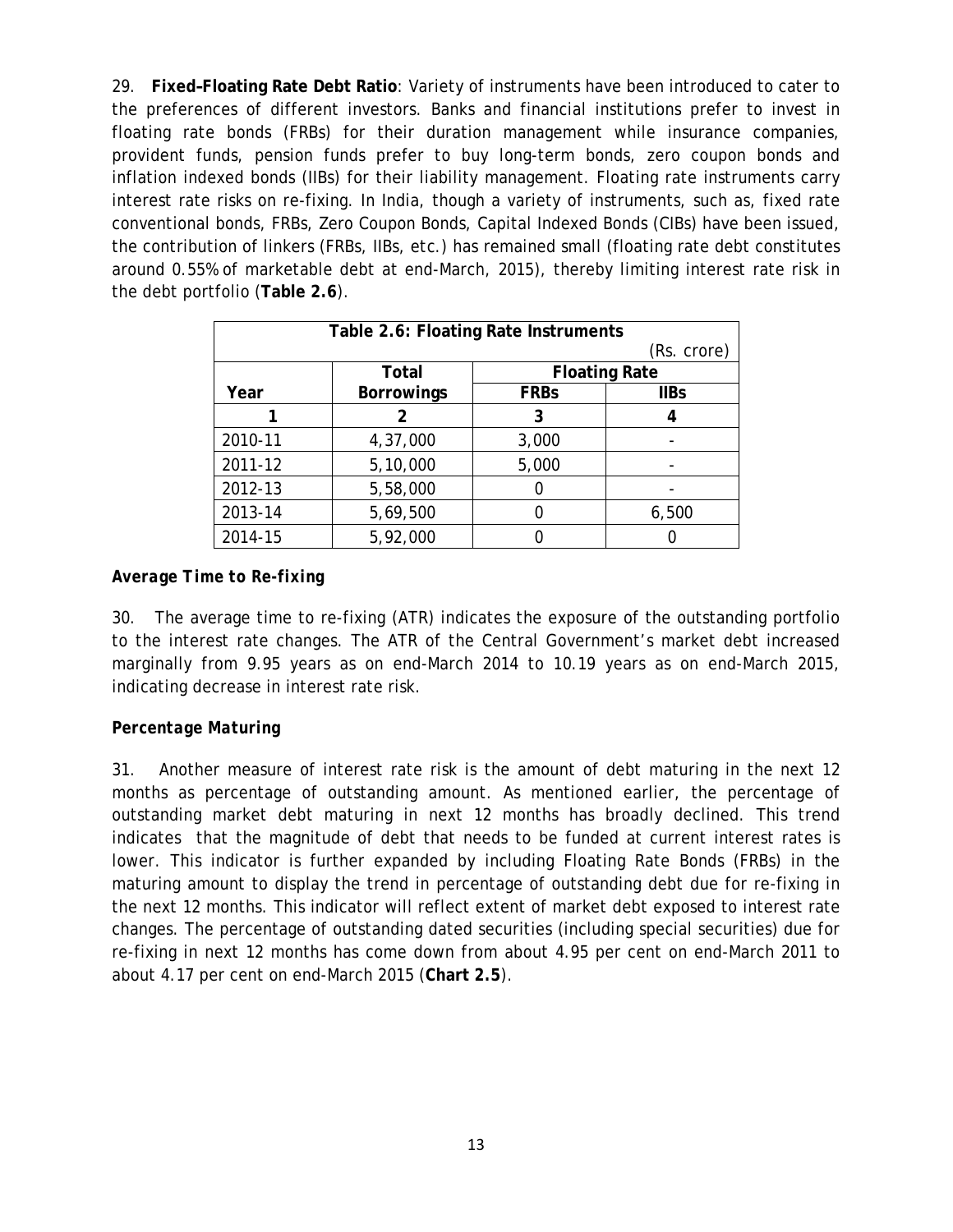29. **Fixed–Floating Rate Debt Ratio**: Variety of instruments have been introduced to cater to the preferences of different investors. Banks and financial institutions prefer to invest in floating rate bonds (FRBs) for their duration management while insurance companies, provident funds, pension funds prefer to buy long-term bonds, zero coupon bonds and inflation indexed bonds (IIBs) for their liability management. Floating rate instruments carry interest rate risks on re-fixing. In India, though a variety of instruments, such as, fixed rate conventional bonds, FRBs, Zero Coupon Bonds, Capital Indexed Bonds (CIBs) have been issued, the contribution of linkers (FRBs, IIBs, etc.) has remained small (floating rate debt constitutes around 0.55% of marketable debt at end-March, 2015), thereby limiting interest rate risk in the debt portfolio (**Table 2.6**).

**Table 2.6: Floating Rate Instruments**

(Rs. crore)

| Year | Total Borrowings | Floating Rate | |
|---|---|---|---|
| | | FRBs | IIBs |
| 1 | 2 | 3 | 4 |
| 2010-11 | 4,37,000 | 3,000 | - |
| 2011-12 | 5,10,000 | 5,000 | - |
| 2012-13 | 5,58,000 | 0 | - |
| 2013-14 | 5,69,500 | 0 | 6,500 |
| 2014-15 | 5,92,000 | 0 | 0 |

### *Average Time to Re-fixing*

30. The average time to re-fixing (ATR) indicates the exposure of the outstanding portfolio to the interest rate changes. The ATR of the Central Government's market debt increased marginally from 9.95 years as on end-March 2014 to 10.19 years as on end-March 2015, indicating decrease in interest rate risk.

### *Percentage Maturing*

31. Another measure of interest rate risk is the amount of debt maturing in the next 12 months as percentage of outstanding amount. As mentioned earlier, the percentage of outstanding market debt maturing in next 12 months has broadly declined. This trend indicates that the magnitude of debt that needs to be funded at current interest rates is lower. This indicator is further expanded by including Floating Rate Bonds (FRBs) in the maturing amount to display the trend in percentage of outstanding debt due for re-fixing in the next 12 months. This indicator will reflect extent of market debt exposed to interest rate changes. The percentage of outstanding dated securities (including special securities) due for re-fixing in next 12 months has come down from about 4.95 per cent on end-March 2011 to about 4.17 per cent on end-March 2015 (**Chart 2.5**).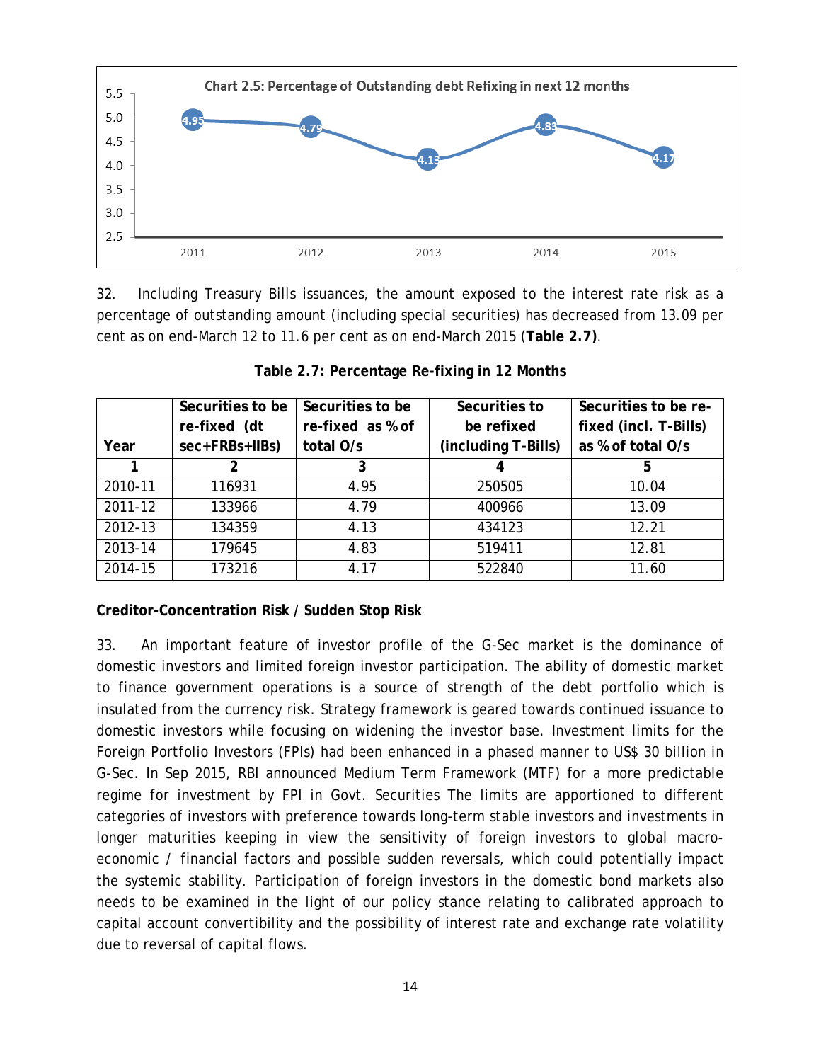Chart 2.5: Percentage of Outstanding debt Refixing in next 12 months

| Year | 2011 | 2012 | 2013 | 2014 | 2015 |
|---|---|---|---|---|---|
| % | 4.95 | 4.79 | 4.13 | 4.83 | 4.17 |

32. Including Treasury Bills issuances, the amount exposed to the interest rate risk as a percentage of outstanding amount (including special securities) has decreased from 13.09 per cent as on end-March 12 to 11.6 per cent as on end-March 2015 (**Table 2.7)**.

**Table 2.7: Percentage Re-fixing in 12 Months**

| Year | Securities to be re-fixed (dt sec+FRBs+IIBs) | Securities to be re-fixed as % of total O/s | Securities to be refixed (including T-Bills) | Securities to be re-fixed (incl. T-Bills) as % of total O/s |
|---|---|---|---|---|
| 1 | 2 | 3 | 4 | 5 |
| 2010-11 | 116931 | 4.95 | 250505 | 10.04 |
| 2011-12 | 133966 | 4.79 | 400966 | 13.09 |
| 2012-13 | 134359 | 4.13 | 434123 | 12.21 |
| 2013-14 | 179645 | 4.83 | 519411 | 12.81 |
| 2014-15 | 173216 | 4.17 | 522840 | 11.60 |

**Creditor-Concentration Risk / Sudden Stop Risk**

33. An important feature of investor profile of the G-Sec market is the dominance of domestic investors and limited foreign investor participation. The ability of domestic market to finance government operations is a source of strength of the debt portfolio which is insulated from the currency risk. Strategy framework is geared towards continued issuance to domestic investors while focusing on widening the investor base. Investment limits for the Foreign Portfolio Investors (FPIs) had been enhanced in a phased manner to US$ 30 billion in G-Sec. In Sep 2015, RBI announced Medium Term Framework (MTF) for a more predictable regime for investment by FPI in Govt. Securities The limits are apportioned to different categories of investors with preference towards long-term stable investors and investments in longer maturities keeping in view the sensitivity of foreign investors to global macro-economic / financial factors and possible sudden reversals, which could potentially impact the systemic stability. Participation of foreign investors in the domestic bond markets also needs to be examined in the light of our policy stance relating to calibrated approach to capital account convertibility and the possibility of interest rate and exchange rate volatility due to reversal of capital flows.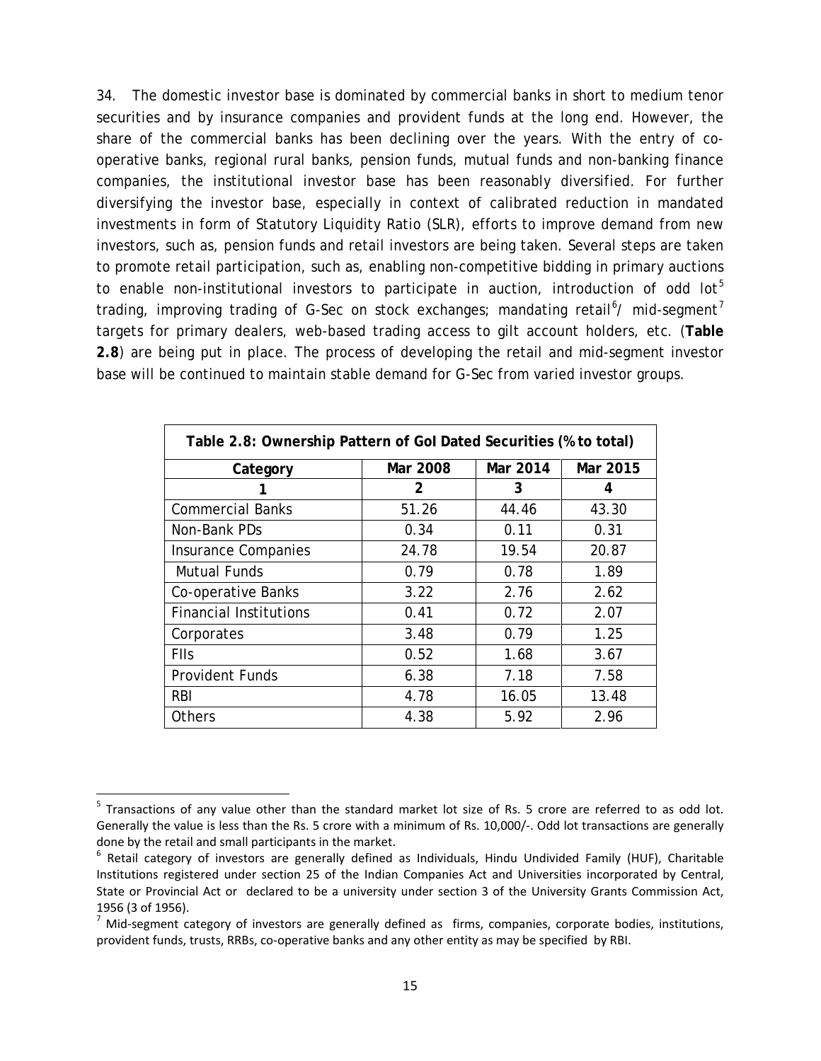34. The domestic investor base is dominated by commercial banks in short to medium tenor securities and by insurance companies and provident funds at the long end. However, the share of the commercial banks has been declining over the years. With the entry of co-operative banks, regional rural banks, pension funds, mutual funds and non-banking finance companies, the institutional investor base has been reasonably diversified. For further diversifying the investor base, especially in context of calibrated reduction in mandated investments in form of Statutory Liquidity Ratio (SLR), efforts to improve demand from new investors, such as, pension funds and retail investors are being taken. Several steps are taken to promote retail participation, such as, enabling non-competitive bidding in primary auctions to enable non-institutional investors to participate in auction, introduction of odd lot[5] trading, improving trading of G-Sec on stock exchanges; mandating retail[6]/ mid-segment[7] targets for primary dealers, web-based trading access to gilt account holders, etc. (**Table 2.8**) are being put in place. The process of developing the retail and mid-segment investor base will be continued to maintain stable demand for G-Sec from varied investor groups.

**Table 2.8: Ownership Pattern of GoI Dated Securities (% to total)**

| Category | Mar 2008 | Mar 2014 | Mar 2015 |
|---|---|---|---|
| 1 | 2 | 3 | 4 |
| Commercial Banks | 51.26 | 44.46 | 43.30 |
| Non-Bank PDs | 0.34 | 0.11 | 0.31 |
| Insurance Companies | 24.78 | 19.54 | 20.87 |
| Mutual Funds | 0.79 | 0.78 | 1.89 |
| Co-operative Banks | 3.22 | 2.76 | 2.62 |
| Financial Institutions | 0.41 | 0.72 | 2.07 |
| Corporates | 3.48 | 0.79 | 1.25 |
| FIIs | 0.52 | 1.68 | 3.67 |
| Provident Funds | 6.38 | 7.18 | 7.58 |
| RBI | 4.78 | 16.05 | 13.48 |
| Others | 4.38 | 5.92 | 2.96 |

[5] Transactions of any value other than the standard market lot size of Rs. 5 crore are referred to as odd lot. Generally the value is less than the Rs. 5 crore with a minimum of Rs. 10,000/-. Odd lot transactions are generally done by the retail and small participants in the market.

[6] Retail category of investors are generally defined as Individuals, Hindu Undivided Family (HUF), Charitable Institutions registered under section 25 of the Indian Companies Act and Universities incorporated by Central, State or Provincial Act or declared to be a university under section 3 of the University Grants Commission Act, 1956 (3 of 1956).

[7] Mid-segment category of investors are generally defined as firms, companies, corporate bodies, institutions, provident funds, trusts, RRBs, co-operative banks and any other entity as may be specified by RBI.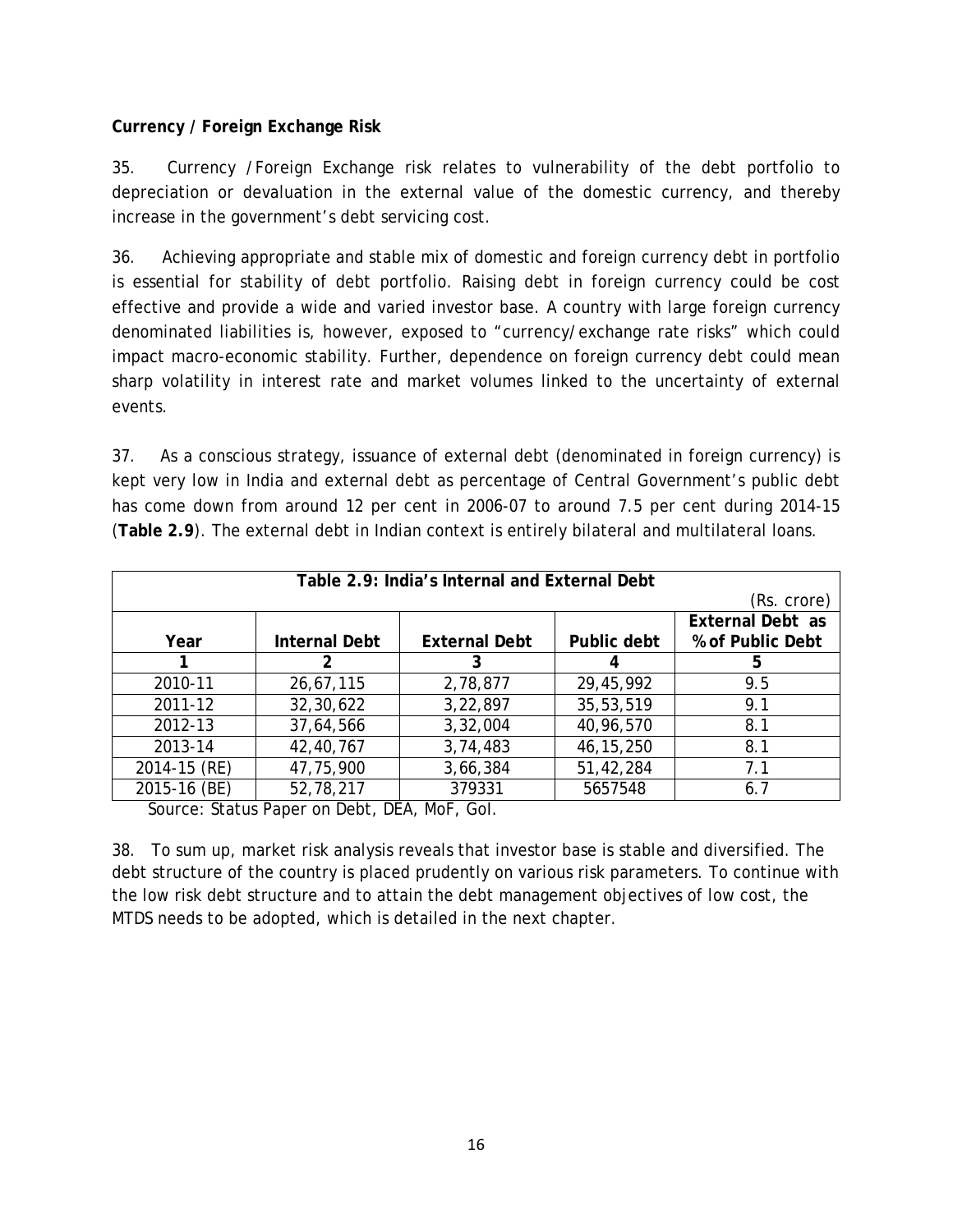**Currency / Foreign Exchange Risk**

35. Currency /Foreign Exchange risk relates to vulnerability of the debt portfolio to depreciation or devaluation in the external value of the domestic currency, and thereby increase in the government's debt servicing cost.

36. Achieving appropriate and stable mix of domestic and foreign currency debt in portfolio is essential for stability of debt portfolio. Raising debt in foreign currency could be cost effective and provide a wide and varied investor base. A country with large foreign currency denominated liabilities is, however, exposed to "currency/exchange rate risks" which could impact macro-economic stability. Further, dependence on foreign currency debt could mean sharp volatility in interest rate and market volumes linked to the uncertainty of external events.

37. As a conscious strategy, issuance of external debt (denominated in foreign currency) is kept very low in India and external debt as percentage of Central Government's public debt has come down from around 12 per cent in 2006-07 to around 7.5 per cent during 2014-15 (**Table 2.9**). The external debt in Indian context is entirely bilateral and multilateral loans.

**Table 2.9: India's Internal and External Debt**

(Rs. crore)

| Year | Internal Debt | External Debt | Public debt | External Debt as % of Public Debt |
|---|---|---|---|---|
| 1 | 2 | 3 | 4 | 5 |
| 2010-11 | 26,67,115 | 2,78,877 | 29,45,992 | 9.5 |
| 2011-12 | 32,30,622 | 3,22,897 | 35,53,519 | 9.1 |
| 2012-13 | 37,64,566 | 3,32,004 | 40,96,570 | 8.1 |
| 2013-14 | 42,40,767 | 3,74,483 | 46,15,250 | 8.1 |
| 2014-15 (RE) | 47,75,900 | 3,66,384 | 51,42,284 | 7.1 |
| 2015-16 (BE) | 52,78,217 | 379331 | 5657548 | 6.7 |

Source: Status Paper on Debt, DEA, MoF, GoI.

38. To sum up, market risk analysis reveals that investor base is stable and diversified. The debt structure of the country is placed prudently on various risk parameters. To continue with the low risk debt structure and to attain the debt management objectives of low cost, the MTDS needs to be adopted, which is detailed in the next chapter.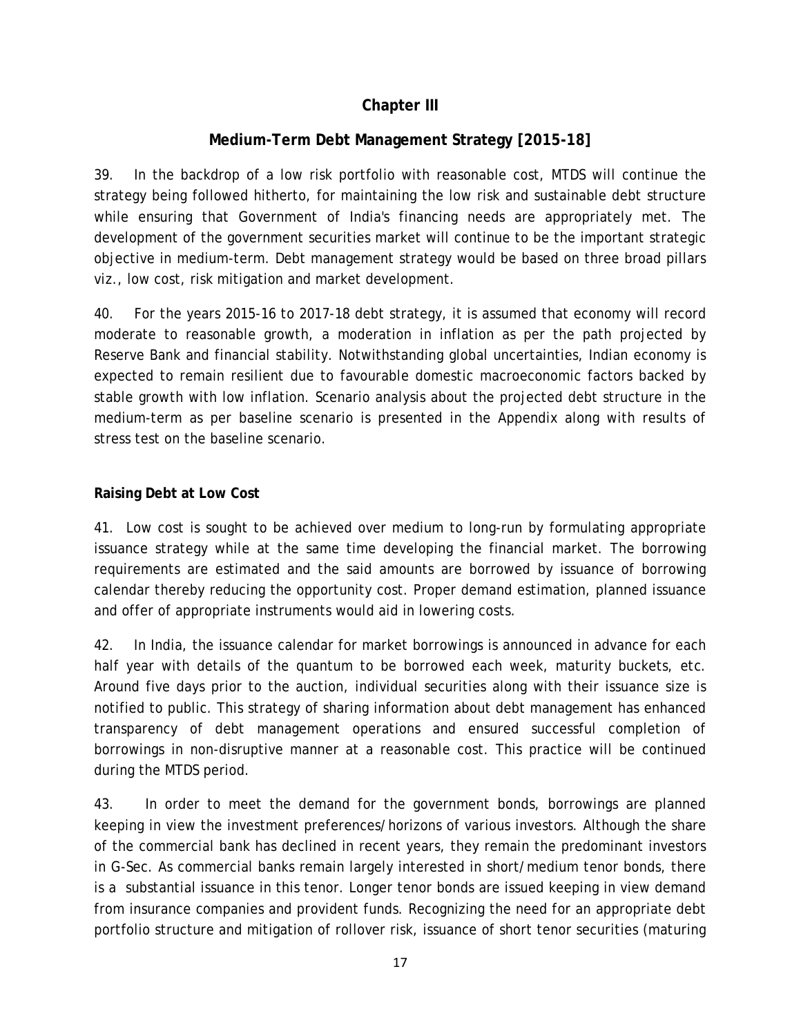## Chapter III

## Medium-Term Debt Management Strategy [2015-18]

39. In the backdrop of a low risk portfolio with reasonable cost, MTDS will continue the strategy being followed hitherto, for maintaining the low risk and sustainable debt structure while ensuring that Government of India's financing needs are appropriately met. The development of the government securities market will continue to be the important strategic objective in medium-term. Debt management strategy would be based on three broad pillars viz., low cost, risk mitigation and market development.

40. For the years 2015-16 to 2017-18 debt strategy, it is assumed that economy will record moderate to reasonable growth, a moderation in inflation as per the path projected by Reserve Bank and financial stability. Notwithstanding global uncertainties, Indian economy is expected to remain resilient due to favourable domestic macroeconomic factors backed by stable growth with low inflation. Scenario analysis about the projected debt structure in the medium-term as per baseline scenario is presented in the Appendix along with results of stress test on the baseline scenario.

**Raising Debt at Low Cost**

41. Low cost is sought to be achieved over medium to long-run by formulating appropriate issuance strategy while at the same time developing the financial market. The borrowing requirements are estimated and the said amounts are borrowed by issuance of borrowing calendar thereby reducing the opportunity cost. Proper demand estimation, planned issuance and offer of appropriate instruments would aid in lowering costs.

42. In India, the issuance calendar for market borrowings is announced in advance for each half year with details of the quantum to be borrowed each week, maturity buckets, etc. Around five days prior to the auction, individual securities along with their issuance size is notified to public. This strategy of sharing information about debt management has enhanced transparency of debt management operations and ensured successful completion of borrowings in non-disruptive manner at a reasonable cost. This practice will be continued during the MTDS period.

43. In order to meet the demand for the government bonds, borrowings are planned keeping in view the investment preferences/horizons of various investors. Although the share of the commercial bank has declined in recent years, they remain the predominant investors in G-Sec. As commercial banks remain largely interested in short/medium tenor bonds, there is a substantial issuance in this tenor. Longer tenor bonds are issued keeping in view demand from insurance companies and provident funds. Recognizing the need for an appropriate debt portfolio structure and mitigation of rollover risk, issuance of short tenor securities (maturing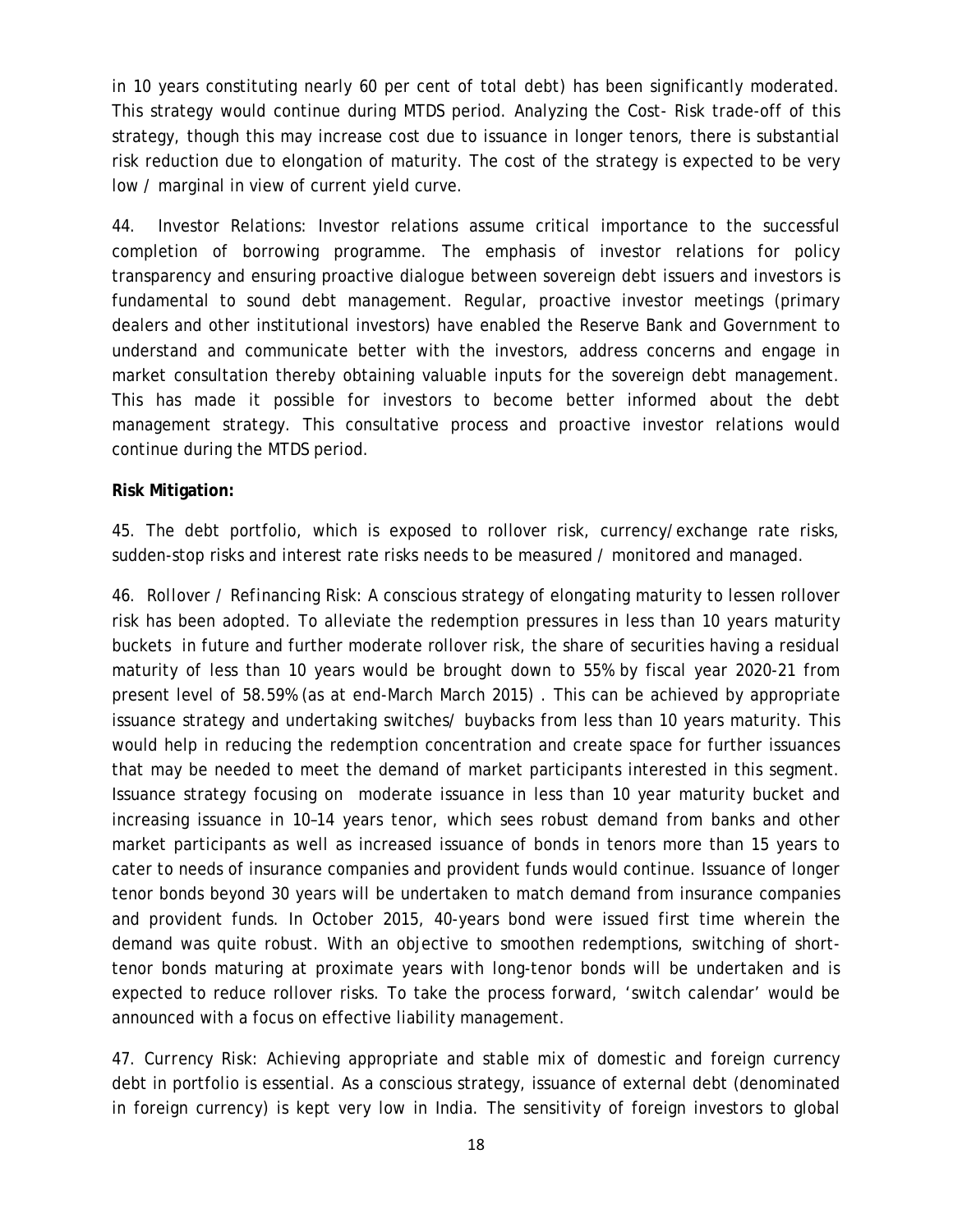in 10 years constituting nearly 60 per cent of total debt) has been significantly moderated. This strategy would continue during MTDS period. Analyzing the Cost- Risk trade-off of this strategy, though this may increase cost due to issuance in longer tenors, there is substantial risk reduction due to elongation of maturity. The cost of the strategy is expected to be very low / marginal in view of current yield curve.

44. Investor Relations: Investor relations assume critical importance to the successful completion of borrowing programme. The emphasis of investor relations for policy transparency and ensuring proactive dialogue between sovereign debt issuers and investors is fundamental to sound debt management. Regular, proactive investor meetings (primary dealers and other institutional investors) have enabled the Reserve Bank and Government to understand and communicate better with the investors, address concerns and engage in market consultation thereby obtaining valuable inputs for the sovereign debt management. This has made it possible for investors to become better informed about the debt management strategy. This consultative process and proactive investor relations would continue during the MTDS period.

**Risk Mitigation:**

45. The debt portfolio, which is exposed to rollover risk, currency/exchange rate risks, sudden-stop risks and interest rate risks needs to be measured / monitored and managed.

46. Rollover / Refinancing Risk: A conscious strategy of elongating maturity to lessen rollover risk has been adopted. To alleviate the redemption pressures in less than 10 years maturity buckets in future and further moderate rollover risk, the share of securities having a residual maturity of less than 10 years would be brought down to 55% by fiscal year 2020-21 from present level of 58.59% (as at end-March March 2015) . This can be achieved by appropriate issuance strategy and undertaking switches/ buybacks from less than 10 years maturity. This would help in reducing the redemption concentration and create space for further issuances that may be needed to meet the demand of market participants interested in this segment. Issuance strategy focusing on moderate issuance in less than 10 year maturity bucket and increasing issuance in 10–14 years tenor, which sees robust demand from banks and other market participants as well as increased issuance of bonds in tenors more than 15 years to cater to needs of insurance companies and provident funds would continue. Issuance of longer tenor bonds beyond 30 years will be undertaken to match demand from insurance companies and provident funds. In October 2015, 40-years bond were issued first time wherein the demand was quite robust. With an objective to smoothen redemptions, switching of short-tenor bonds maturing at proximate years with long-tenor bonds will be undertaken and is expected to reduce rollover risks. To take the process forward, 'switch calendar' would be announced with a focus on effective liability management.

47. Currency Risk: Achieving appropriate and stable mix of domestic and foreign currency debt in portfolio is essential. As a conscious strategy, issuance of external debt (denominated in foreign currency) is kept very low in India. The sensitivity of foreign investors to global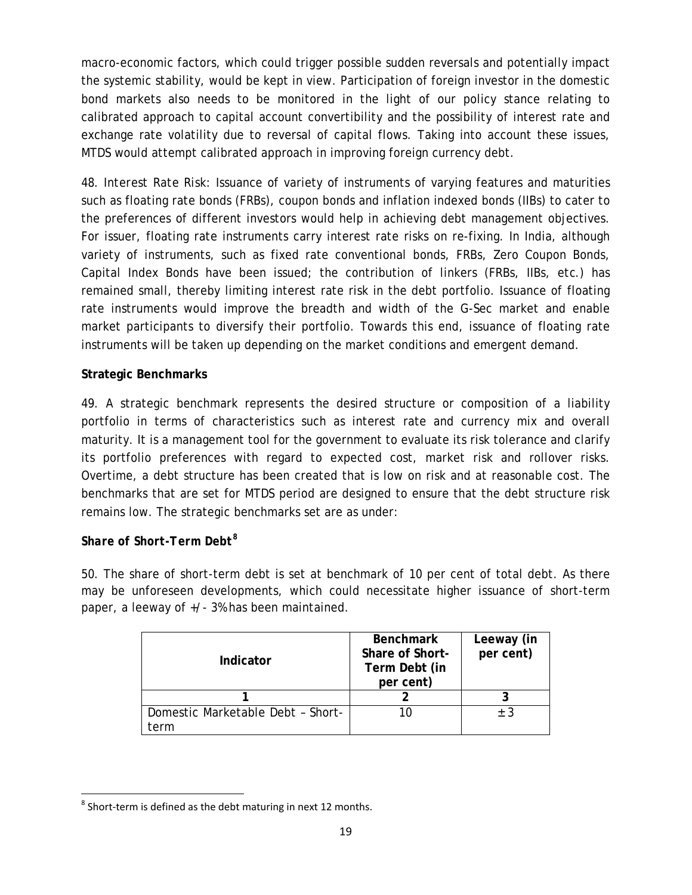macro-economic factors, which could trigger possible sudden reversals and potentially impact the systemic stability, would be kept in view. Participation of foreign investor in the domestic bond markets also needs to be monitored in the light of our policy stance relating to calibrated approach to capital account convertibility and the possibility of interest rate and exchange rate volatility due to reversal of capital flows. Taking into account these issues, MTDS would attempt calibrated approach in improving foreign currency debt.

48. Interest Rate Risk: Issuance of variety of instruments of varying features and maturities such as floating rate bonds (FRBs), coupon bonds and inflation indexed bonds (IIBs) to cater to the preferences of different investors would help in achieving debt management objectives. For issuer, floating rate instruments carry interest rate risks on re-fixing. In India, although variety of instruments, such as fixed rate conventional bonds, FRBs, Zero Coupon Bonds, Capital Index Bonds have been issued; the contribution of linkers (FRBs, IIBs, etc.) has remained small, thereby limiting interest rate risk in the debt portfolio. Issuance of floating rate instruments would improve the breadth and width of the G-Sec market and enable market participants to diversify their portfolio. Towards this end, issuance of floating rate instruments will be taken up depending on the market conditions and emergent demand.

**Strategic Benchmarks**

49. A strategic benchmark represents the desired structure or composition of a liability portfolio in terms of characteristics such as interest rate and currency mix and overall maturity. It is a management tool for the government to evaluate its risk tolerance and clarify its portfolio preferences with regard to expected cost, market risk and rollover risks. Overtime, a debt structure has been created that is low on risk and at reasonable cost. The benchmarks that are set for MTDS period are designed to ensure that the debt structure risk remains low. The strategic benchmarks set are as under:

***Share of Short-Term Debt*** [8]

50. The share of short-term debt is set at benchmark of 10 per cent of total debt. As there may be unforeseen developments, which could necessitate higher issuance of short-term paper, a leeway of +/- 3% has been maintained.

| Indicator | Benchmark Share of Short-Term Debt (in per cent) | Leeway (in per cent) |
|---|---|---|
| 1 | 2 | 3 |
| Domestic Marketable Debt – Short-term | 10 | ± 3 |

[8] Short-term is defined as the debt maturing in next 12 months.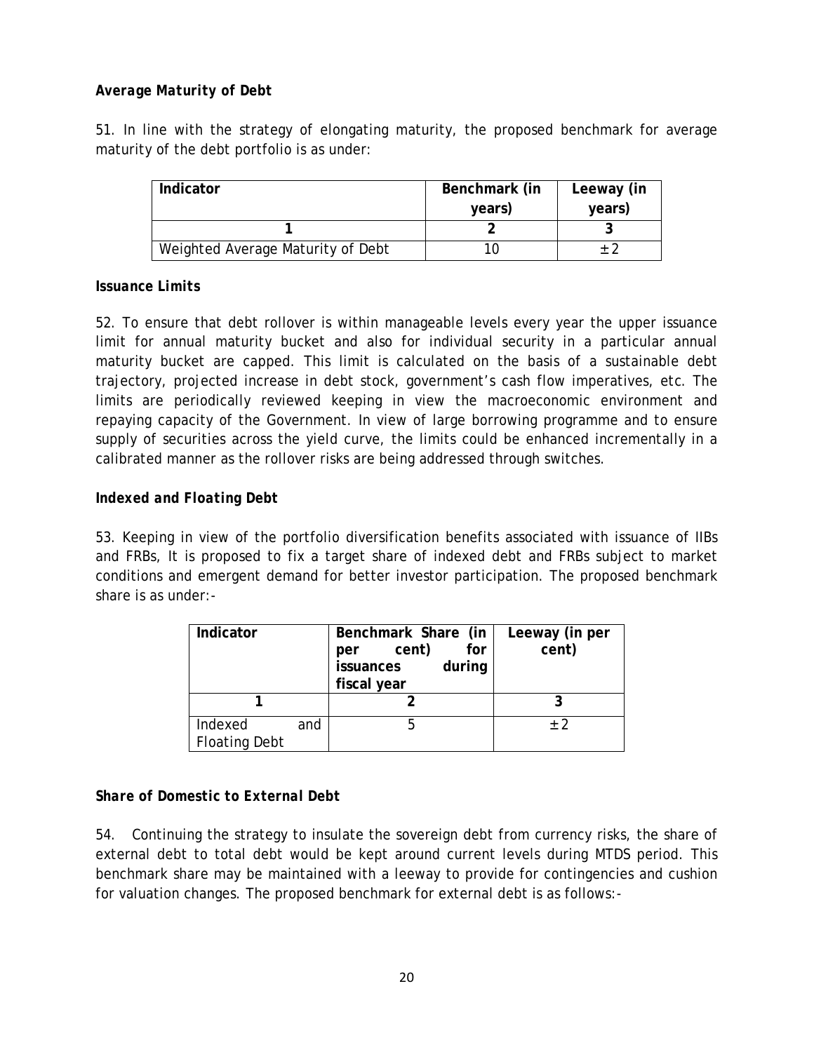### *Average Maturity of Debt*

51. In line with the strategy of elongating maturity, the proposed benchmark for average maturity of the debt portfolio is as under:

| Indicator | Benchmark (in years) | Leeway (in years) |
|---|---|---|
| 1 | 2 | 3 |
| Weighted Average Maturity of Debt | 10 | ± 2 |

### *Issuance Limits*

52. To ensure that debt rollover is within manageable levels every year the upper issuance limit for annual maturity bucket and also for individual security in a particular annual maturity bucket are capped. This limit is calculated on the basis of a sustainable debt trajectory, projected increase in debt stock, government's cash flow imperatives, etc. The limits are periodically reviewed keeping in view the macroeconomic environment and repaying capacity of the Government. In view of large borrowing programme and to ensure supply of securities across the yield curve, the limits could be enhanced incrementally in a calibrated manner as the rollover risks are being addressed through switches.

### *Indexed and Floating Debt*

53. Keeping in view of the portfolio diversification benefits associated with issuance of IIBs and FRBs, It is proposed to fix a target share of indexed debt and FRBs subject to market conditions and emergent demand for better investor participation. The proposed benchmark share is as under:-

| Indicator | Benchmark Share (in per cent) for issuances during fiscal year | Leeway (in per cent) |
|---|---|---|
| 1 | 2 | 3 |
| Indexed and Floating Debt | 5 | ± 2 |

### *Share of Domestic to External Debt*

54. Continuing the strategy to insulate the sovereign debt from currency risks, the share of external debt to total debt would be kept around current levels during MTDS period. This benchmark share may be maintained with a leeway to provide for contingencies and cushion for valuation changes. The proposed benchmark for external debt is as follows:-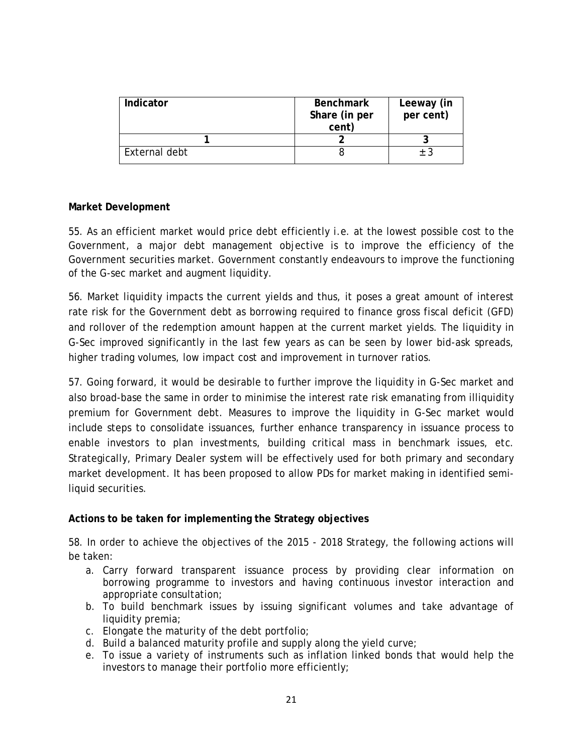| Indicator | Benchmark Share (in per cent) | Leeway (in per cent) |
| --- | --- | --- |
| 1 | 2 | 3 |
| External debt | 8 | ± 3 |

**Market Development**

55. As an efficient market would price debt efficiently i.e. at the lowest possible cost to the Government, a major debt management objective is to improve the efficiency of the Government securities market. Government constantly endeavours to improve the functioning of the G-sec market and augment liquidity.

56. Market liquidity impacts the current yields and thus, it poses a great amount of interest rate risk for the Government debt as borrowing required to finance gross fiscal deficit (GFD) and rollover of the redemption amount happen at the current market yields. The liquidity in G-Sec improved significantly in the last few years as can be seen by lower bid-ask spreads, higher trading volumes, low impact cost and improvement in turnover ratios.

57. Going forward, it would be desirable to further improve the liquidity in G-Sec market and also broad-base the same in order to minimise the interest rate risk emanating from illiquidity premium for Government debt. Measures to improve the liquidity in G-Sec market would include steps to consolidate issuances, further enhance transparency in issuance process to enable investors to plan investments, building critical mass in benchmark issues, etc. Strategically, Primary Dealer system will be effectively used for both primary and secondary market development. It has been proposed to allow PDs for market making in identified semi-liquid securities.

**Actions to be taken for implementing the Strategy objectives**

58. In order to achieve the objectives of the 2015 - 2018 Strategy, the following actions will be taken:

a. Carry forward transparent issuance process by providing clear information on borrowing programme to investors and having continuous investor interaction and appropriate consultation;
b. To build benchmark issues by issuing significant volumes and take advantage of liquidity premia;
c. Elongate the maturity of the debt portfolio;
d. Build a balanced maturity profile and supply along the yield curve;
e. To issue a variety of instruments such as inflation linked bonds that would help the investors to manage their portfolio more efficiently;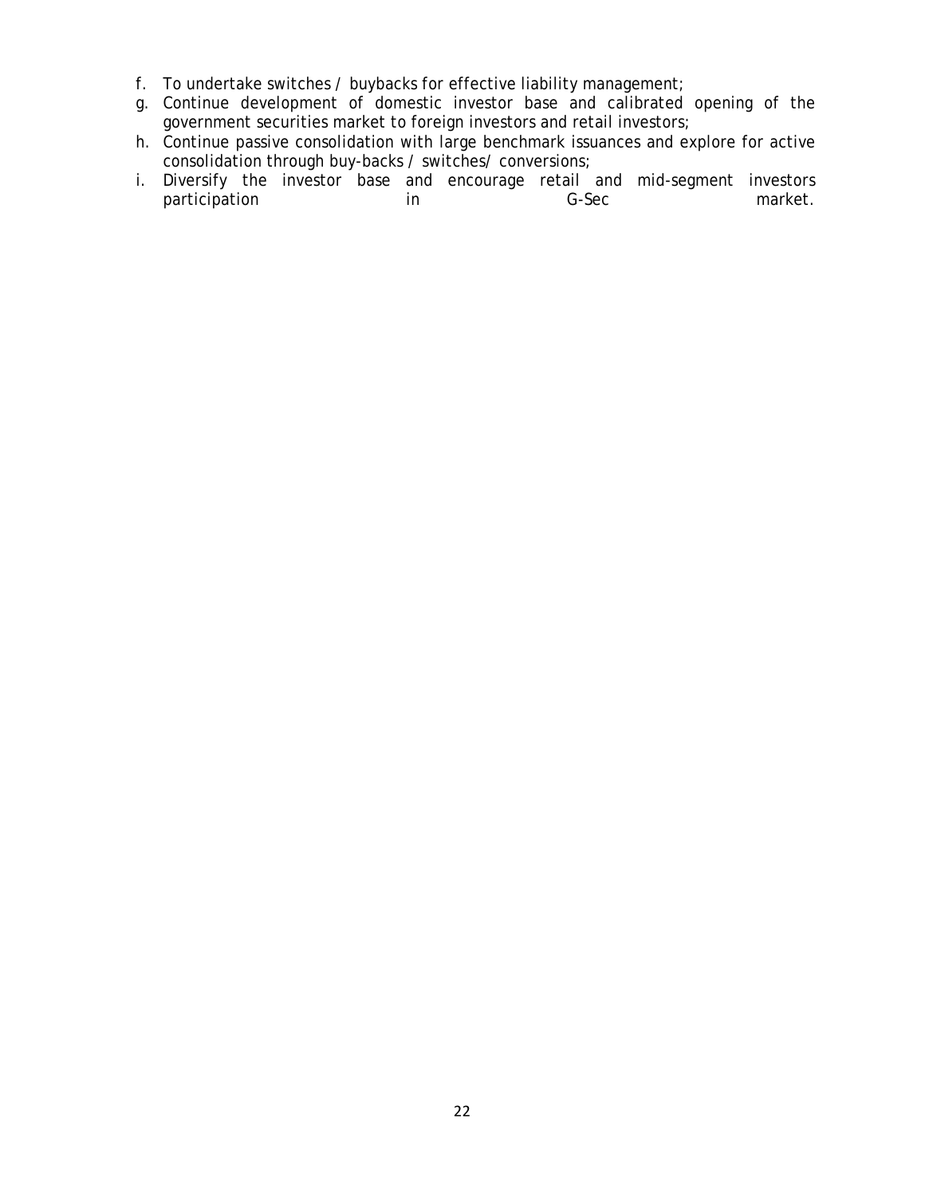f. To undertake switches / buybacks for effective liability management;
g. Continue development of domestic investor base and calibrated opening of the government securities market to foreign investors and retail investors;
h. Continue passive consolidation with large benchmark issuances and explore for active consolidation through buy-backs / switches/ conversions;
i. Diversify the investor base and encourage retail and mid-segment investors participation in G-Sec market.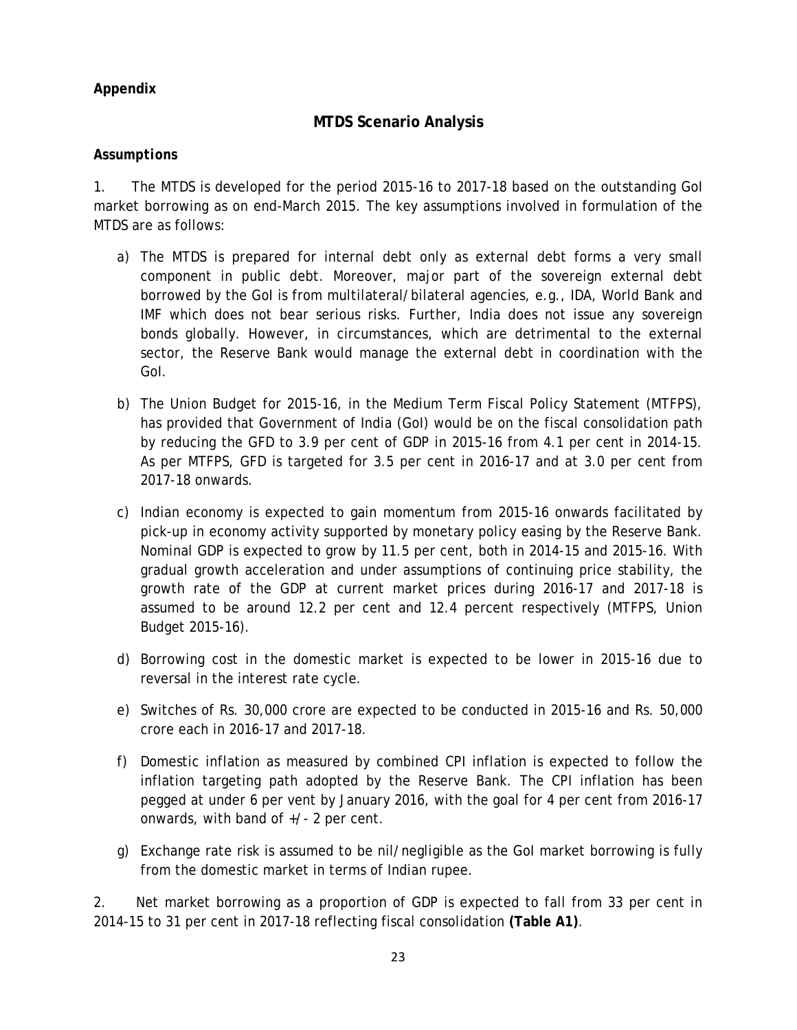**Appendix**

## MTDS Scenario Analysis

***Assumptions***

1. The MTDS is developed for the period 2015-16 to 2017-18 based on the outstanding GoI market borrowing as on end-March 2015. The key assumptions involved in formulation of the MTDS are as follows:

a) The MTDS is prepared for internal debt only as external debt forms a very small component in public debt. Moreover, major part of the sovereign external debt borrowed by the GoI is from multilateral/bilateral agencies, e.g., IDA, World Bank and IMF which does not bear serious risks. Further, India does not issue any sovereign bonds globally. However, in circumstances, which are detrimental to the external sector, the Reserve Bank would manage the external debt in coordination with the GoI.

b) The Union Budget for 2015-16, in the Medium Term Fiscal Policy Statement (MTFPS), has provided that Government of India (GoI) would be on the fiscal consolidation path by reducing the GFD to 3.9 per cent of GDP in 2015-16 from 4.1 per cent in 2014-15. As per MTFPS, GFD is targeted for 3.5 per cent in 2016-17 and at 3.0 per cent from 2017-18 onwards.

c) Indian economy is expected to gain momentum from 2015-16 onwards facilitated by pick-up in economy activity supported by monetary policy easing by the Reserve Bank. Nominal GDP is expected to grow by 11.5 per cent, both in 2014-15 and 2015-16. With gradual growth acceleration and under assumptions of continuing price stability, the growth rate of the GDP at current market prices during 2016-17 and 2017-18 is assumed to be around 12.2 per cent and 12.4 percent respectively (MTFPS, Union Budget 2015-16).

d) Borrowing cost in the domestic market is expected to be lower in 2015-16 due to reversal in the interest rate cycle.

e) Switches of Rs. 30,000 crore are expected to be conducted in 2015-16 and Rs. 50,000 crore each in 2016-17 and 2017-18.

f) Domestic inflation as measured by combined CPI inflation is expected to follow the inflation targeting path adopted by the Reserve Bank. The CPI inflation has been pegged at under 6 per vent by January 2016, with the goal for 4 per cent from 2016-17 onwards, with band of +/- 2 per cent.

g) Exchange rate risk is assumed to be nil/negligible as the GoI market borrowing is fully from the domestic market in terms of Indian rupee.

2. Net market borrowing as a proportion of GDP is expected to fall from 33 per cent in 2014-15 to 31 per cent in 2017-18 reflecting fiscal consolidation **(Table A1)**.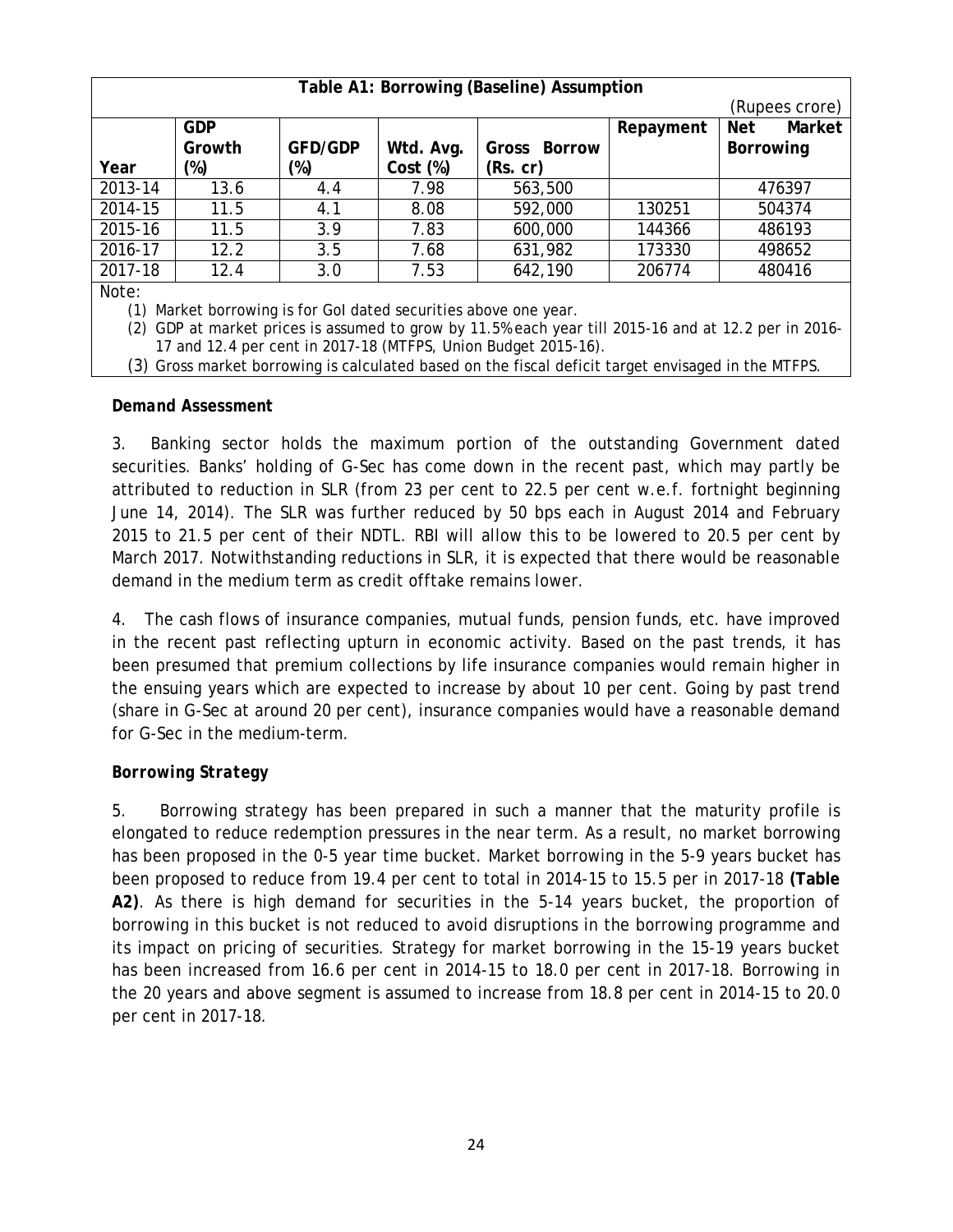**Table A1: Borrowing (Baseline) Assumption**

(Rupees crore)

| Year | GDP Growth (%) | GFD/GDP (%) | Wtd. Avg. Cost (%) | Gross Borrow (Rs. cr) | Repayment | Net Market Borrowing |
|---|---|---|---|---|---|---|
| 2013-14 | 13.6 | 4.4 | 7.98 | 563,500 | | 476397 |
| 2014-15 | 11.5 | 4.1 | 8.08 | 592,000 | 130251 | 504374 |
| 2015-16 | 11.5 | 3.9 | 7.83 | 600,000 | 144366 | 486193 |
| 2016-17 | 12.2 | 3.5 | 7.68 | 631,982 | 173330 | 498652 |
| 2017-18 | 12.4 | 3.0 | 7.53 | 642,190 | 206774 | 480416 |

Note:

(1) Market borrowing is for GoI dated securities above one year.

(2) GDP at market prices is assumed to grow by 11.5% each year till 2015-16 and at 12.2 per in 2016-17 and 12.4 per cent in 2017-18 (MTFPS, Union Budget 2015-16).

(3) Gross market borrowing is calculated based on the fiscal deficit target envisaged in the MTFPS.

***Demand Assessment***

3. Banking sector holds the maximum portion of the outstanding Government dated securities. Banks' holding of G-Sec has come down in the recent past, which may partly be attributed to reduction in SLR (from 23 per cent to 22.5 per cent w.e.f. fortnight beginning June 14, 2014). The SLR was further reduced by 50 bps each in August 2014 and February 2015 to 21.5 per cent of their NDTL. RBI will allow this to be lowered to 20.5 per cent by March 2017. Notwithstanding reductions in SLR, it is expected that there would be reasonable demand in the medium term as credit offtake remains lower.

4. The cash flows of insurance companies, mutual funds, pension funds, etc. have improved in the recent past reflecting upturn in economic activity. Based on the past trends, it has been presumed that premium collections by life insurance companies would remain higher in the ensuing years which are expected to increase by about 10 per cent. Going by past trend (share in G-Sec at around 20 per cent), insurance companies would have a reasonable demand for G-Sec in the medium-term.

***Borrowing Strategy***

5. Borrowing strategy has been prepared in such a manner that the maturity profile is elongated to reduce redemption pressures in the near term. As a result, no market borrowing has been proposed in the 0-5 year time bucket. Market borrowing in the 5-9 years bucket has been proposed to reduce from 19.4 per cent to total in 2014-15 to 15.5 per in 2017-18 **(Table A2)**. As there is high demand for securities in the 5-14 years bucket, the proportion of borrowing in this bucket is not reduced to avoid disruptions in the borrowing programme and its impact on pricing of securities. Strategy for market borrowing in the 15-19 years bucket has been increased from 16.6 per cent in 2014-15 to 18.0 per cent in 2017-18. Borrowing in the 20 years and above segment is assumed to increase from 18.8 per cent in 2014-15 to 20.0 per cent in 2017-18.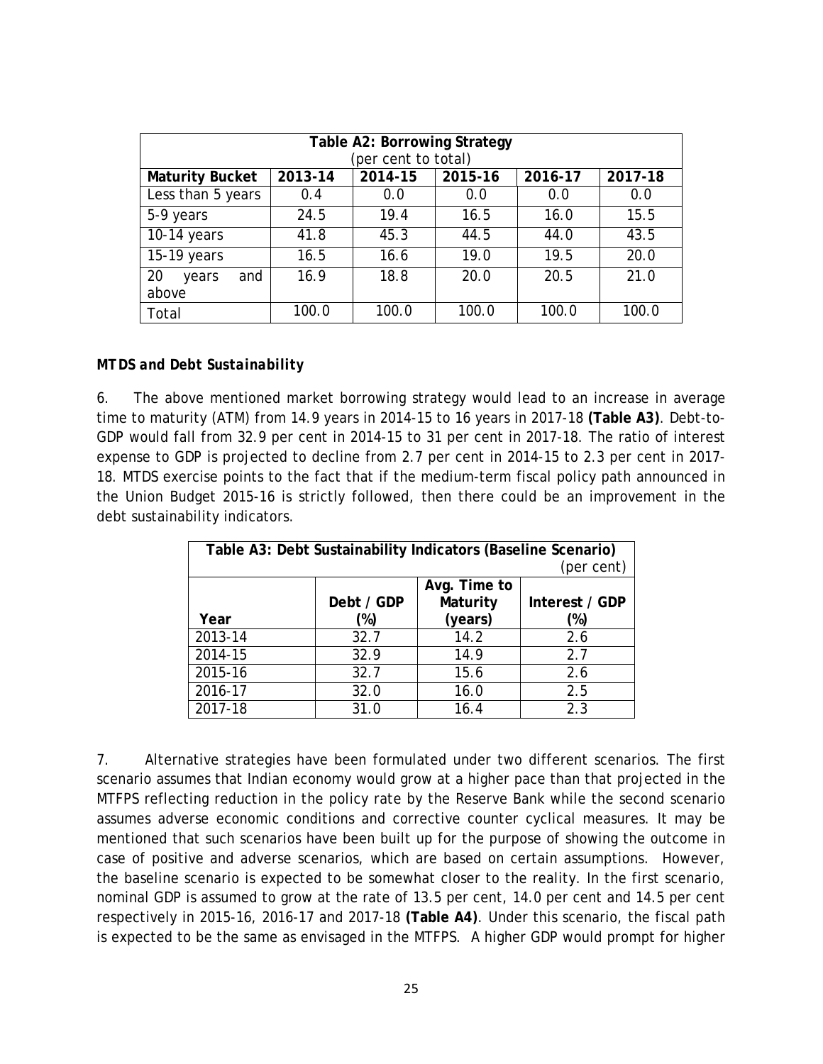| Table A2: Borrowing Strategy (per cent to total) | | | | | |
|---|---|---|---|---|---|
| **Maturity Bucket** | **2013-14** | **2014-15** | **2015-16** | **2016-17** | **2017-18** |
| Less than 5 years | 0.4 | 0.0 | 0.0 | 0.0 | 0.0 |
| 5-9 years | 24.5 | 19.4 | 16.5 | 16.0 | 15.5 |
| 10-14 years | 41.8 | 45.3 | 44.5 | 44.0 | 43.5 |
| 15-19 years | 16.5 | 16.6 | 19.0 | 19.5 | 20.0 |
| 20 years and above | 16.9 | 18.8 | 20.0 | 20.5 | 21.0 |
| Total | 100.0 | 100.0 | 100.0 | 100.0 | 100.0 |

***MTDS and Debt Sustainability***

6. The above mentioned market borrowing strategy would lead to an increase in average time to maturity (ATM) from 14.9 years in 2014-15 to 16 years in 2017-18 **(Table A3)**. Debt-to-GDP would fall from 32.9 per cent in 2014-15 to 31 per cent in 2017-18. The ratio of interest expense to GDP is projected to decline from 2.7 per cent in 2014-15 to 2.3 per cent in 2017-18. MTDS exercise points to the fact that if the medium-term fiscal policy path announced in the Union Budget 2015-16 is strictly followed, then there could be an improvement in the debt sustainability indicators.

| Table A3: Debt Sustainability Indicators (Baseline Scenario) (per cent) | | | |
|---|---|---|---|
| **Year** | **Debt / GDP (%)** | **Avg. Time to Maturity (years)** | **Interest / GDP (%)** |
| 2013-14 | 32.7 | 14.2 | 2.6 |
| 2014-15 | 32.9 | 14.9 | 2.7 |
| 2015-16 | 32.7 | 15.6 | 2.6 |
| 2016-17 | 32.0 | 16.0 | 2.5 |
| 2017-18 | 31.0 | 16.4 | 2.3 |

7. Alternative strategies have been formulated under two different scenarios. The first scenario assumes that Indian economy would grow at a higher pace than that projected in the MTFPS reflecting reduction in the policy rate by the Reserve Bank while the second scenario assumes adverse economic conditions and corrective counter cyclical measures. It may be mentioned that such scenarios have been built up for the purpose of showing the outcome in case of positive and adverse scenarios, which are based on certain assumptions. However, the baseline scenario is expected to be somewhat closer to the reality. In the first scenario, nominal GDP is assumed to grow at the rate of 13.5 per cent, 14.0 per cent and 14.5 per cent respectively in 2015-16, 2016-17 and 2017-18 **(Table A4)**. Under this scenario, the fiscal path is expected to be the same as envisaged in the MTFPS. A higher GDP would prompt for higher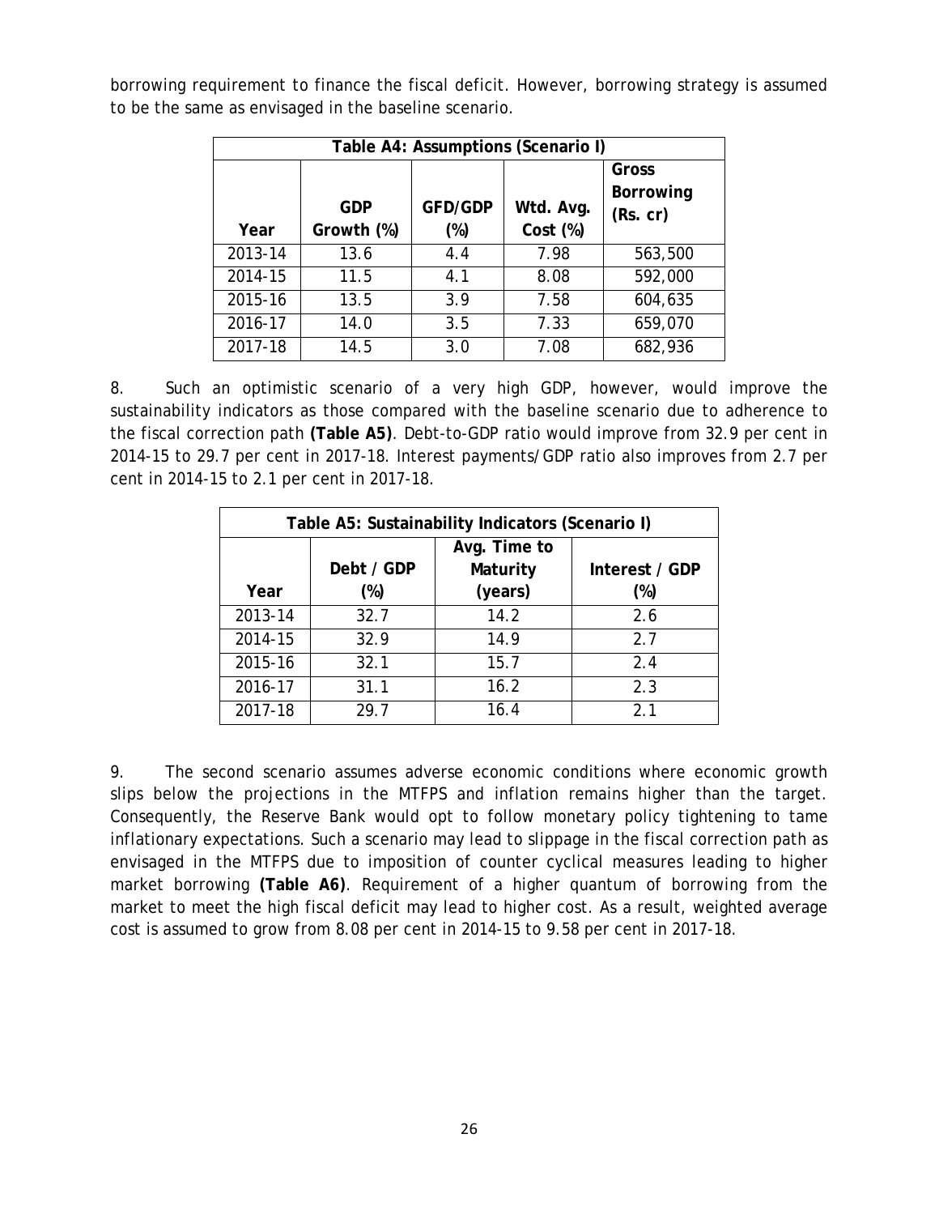borrowing requirement to finance the fiscal deficit. However, borrowing strategy is assumed to be the same as envisaged in the baseline scenario.

| Table A4: Assumptions (Scenario I) | | | | |
|---|---|---|---|---|
| **Year** | **GDP Growth (%)** | **GFD/GDP (%)** | **Wtd. Avg. Cost (%)** | **Gross Borrowing (Rs. cr)** |
| 2013-14 | 13.6 | 4.4 | 7.98 | 563,500 |
| 2014-15 | 11.5 | 4.1 | 8.08 | 592,000 |
| 2015-16 | 13.5 | 3.9 | 7.58 | 604,635 |
| 2016-17 | 14.0 | 3.5 | 7.33 | 659,070 |
| 2017-18 | 14.5 | 3.0 | 7.08 | 682,936 |

8. Such an optimistic scenario of a very high GDP, however, would improve the sustainability indicators as those compared with the baseline scenario due to adherence to the fiscal correction path **(Table A5)**. Debt-to-GDP ratio would improve from 32.9 per cent in 2014-15 to 29.7 per cent in 2017-18. Interest payments/GDP ratio also improves from 2.7 per cent in 2014-15 to 2.1 per cent in 2017-18.

| Table A5: Sustainability Indicators (Scenario I) | | | |
|---|---|---|---|
| **Year** | **Debt / GDP (%)** | **Avg. Time to Maturity (years)** | **Interest / GDP (%)** |
| 2013-14 | 32.7 | 14.2 | 2.6 |
| 2014-15 | 32.9 | 14.9 | 2.7 |
| 2015-16 | 32.1 | 15.7 | 2.4 |
| 2016-17 | 31.1 | 16.2 | 2.3 |
| 2017-18 | 29.7 | 16.4 | 2.1 |

9. The second scenario assumes adverse economic conditions where economic growth slips below the projections in the MTFPS and inflation remains higher than the target. Consequently, the Reserve Bank would opt to follow monetary policy tightening to tame inflationary expectations. Such a scenario may lead to slippage in the fiscal correction path as envisaged in the MTFPS due to imposition of counter cyclical measures leading to higher market borrowing **(Table A6)**. Requirement of a higher quantum of borrowing from the market to meet the high fiscal deficit may lead to higher cost. As a result, weighted average cost is assumed to grow from 8.08 per cent in 2014-15 to 9.58 per cent in 2017-18.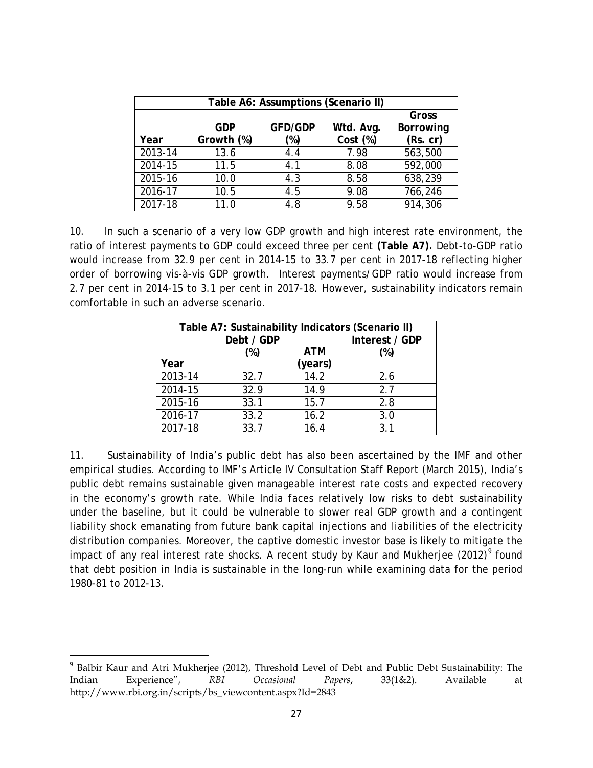| Table A6: Assumptions (Scenario II) | | | | |
|---|---|---|---|---|
| Year | GDP Growth (%) | GFD/GDP (%) | Wtd. Avg. Cost (%) | Gross Borrowing (Rs. cr) |
| 2013-14 | 13.6 | 4.4 | 7.98 | 563,500 |
| 2014-15 | 11.5 | 4.1 | 8.08 | 592,000 |
| 2015-16 | 10.0 | 4.3 | 8.58 | 638,239 |
| 2016-17 | 10.5 | 4.5 | 9.08 | 766,246 |
| 2017-18 | 11.0 | 4.8 | 9.58 | 914,306 |

10. In such a scenario of a very low GDP growth and high interest rate environment, the ratio of interest payments to GDP could exceed three per cent **(Table A7).** Debt-to-GDP ratio would increase from 32.9 per cent in 2014-15 to 33.7 per cent in 2017-18 reflecting higher order of borrowing vis-à-vis GDP growth. Interest payments/GDP ratio would increase from 2.7 per cent in 2014-15 to 3.1 per cent in 2017-18. However, sustainability indicators remain comfortable in such an adverse scenario.

| Table A7: Sustainability Indicators (Scenario II) | | | |
|---|---|---|---|
| Year | Debt / GDP (%) | ATM (years) | Interest / GDP (%) |
| 2013-14 | 32.7 | 14.2 | 2.6 |
| 2014-15 | 32.9 | 14.9 | 2.7 |
| 2015-16 | 33.1 | 15.7 | 2.8 |
| 2016-17 | 33.2 | 16.2 | 3.0 |
| 2017-18 | 33.7 | 16.4 | 3.1 |

11. Sustainability of India's public debt has also been ascertained by the IMF and other empirical studies. According to IMF's Article IV Consultation Staff Report (March 2015), India's public debt remains sustainable given manageable interest rate costs and expected recovery in the economy's growth rate. While India faces relatively low risks to debt sustainability under the baseline, but it could be vulnerable to slower real GDP growth and a contingent liability shock emanating from future bank capital injections and liabilities of the electricity distribution companies. Moreover, the captive domestic investor base is likely to mitigate the impact of any real interest rate shocks. A recent study by Kaur and Mukherjee (2012)[9] found that debt position in India is sustainable in the long-run while examining data for the period 1980-81 to 2012-13.

---

[9] Balbir Kaur and Atri Mukherjee (2012), Threshold Level of Debt and Public Debt Sustainability: The Indian Experience", *RBI Occasional Papers*, 33(1&2). Available at http://www.rbi.org.in/scripts/bs_viewcontent.aspx?Id=2843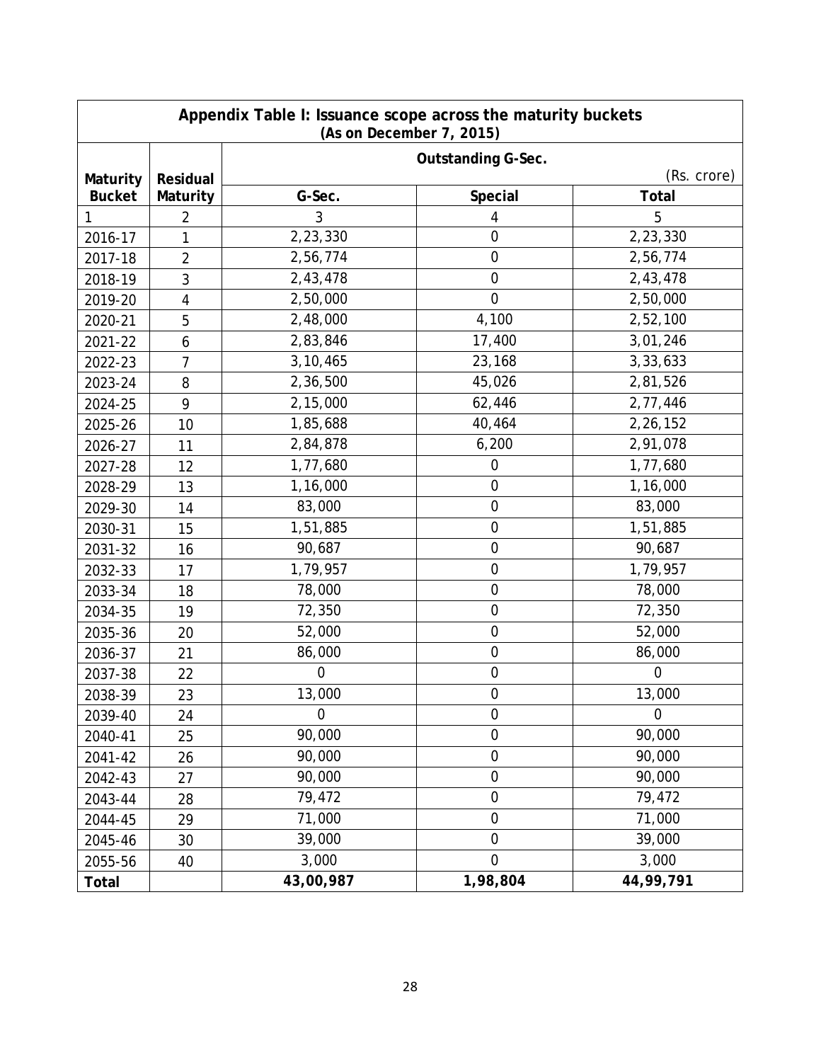**Appendix Table I: Issuance scope across the maturity buckets**
**(As on December 7, 2015)**

| Maturity Bucket | Residual Maturity | Outstanding G-Sec. (Rs. crore) | | |
|---|---|---|---|---|
| | | G-Sec. | Special | Total |
| 1 | 2 | 3 | 4 | 5 |
| 2016-17 | 1 | 2,23,330 | 0 | 2,23,330 |
| 2017-18 | 2 | 2,56,774 | 0 | 2,56,774 |
| 2018-19 | 3 | 2,43,478 | 0 | 2,43,478 |
| 2019-20 | 4 | 2,50,000 | 0 | 2,50,000 |
| 2020-21 | 5 | 2,48,000 | 4,100 | 2,52,100 |
| 2021-22 | 6 | 2,83,846 | 17,400 | 3,01,246 |
| 2022-23 | 7 | 3,10,465 | 23,168 | 3,33,633 |
| 2023-24 | 8 | 2,36,500 | 45,026 | 2,81,526 |
| 2024-25 | 9 | 2,15,000 | 62,446 | 2,77,446 |
| 2025-26 | 10 | 1,85,688 | 40,464 | 2,26,152 |
| 2026-27 | 11 | 2,84,878 | 6,200 | 2,91,078 |
| 2027-28 | 12 | 1,77,680 | 0 | 1,77,680 |
| 2028-29 | 13 | 1,16,000 | 0 | 1,16,000 |
| 2029-30 | 14 | 83,000 | 0 | 83,000 |
| 2030-31 | 15 | 1,51,885 | 0 | 1,51,885 |
| 2031-32 | 16 | 90,687 | 0 | 90,687 |
| 2032-33 | 17 | 1,79,957 | 0 | 1,79,957 |
| 2033-34 | 18 | 78,000 | 0 | 78,000 |
| 2034-35 | 19 | 72,350 | 0 | 72,350 |
| 2035-36 | 20 | 52,000 | 0 | 52,000 |
| 2036-37 | 21 | 86,000 | 0 | 86,000 |
| 2037-38 | 22 | 0 | 0 | 0 |
| 2038-39 | 23 | 13,000 | 0 | 13,000 |
| 2039-40 | 24 | 0 | 0 | 0 |
| 2040-41 | 25 | 90,000 | 0 | 90,000 |
| 2041-42 | 26 | 90,000 | 0 | 90,000 |
| 2042-43 | 27 | 90,000 | 0 | 90,000 |
| 2043-44 | 28 | 79,472 | 0 | 79,472 |
| 2044-45 | 29 | 71,000 | 0 | 71,000 |
| 2045-46 | 30 | 39,000 | 0 | 39,000 |
| 2055-56 | 40 | 3,000 | 0 | 3,000 |
| **Total** | | **43,00,987** | **1,98,804** | **44,99,791** |